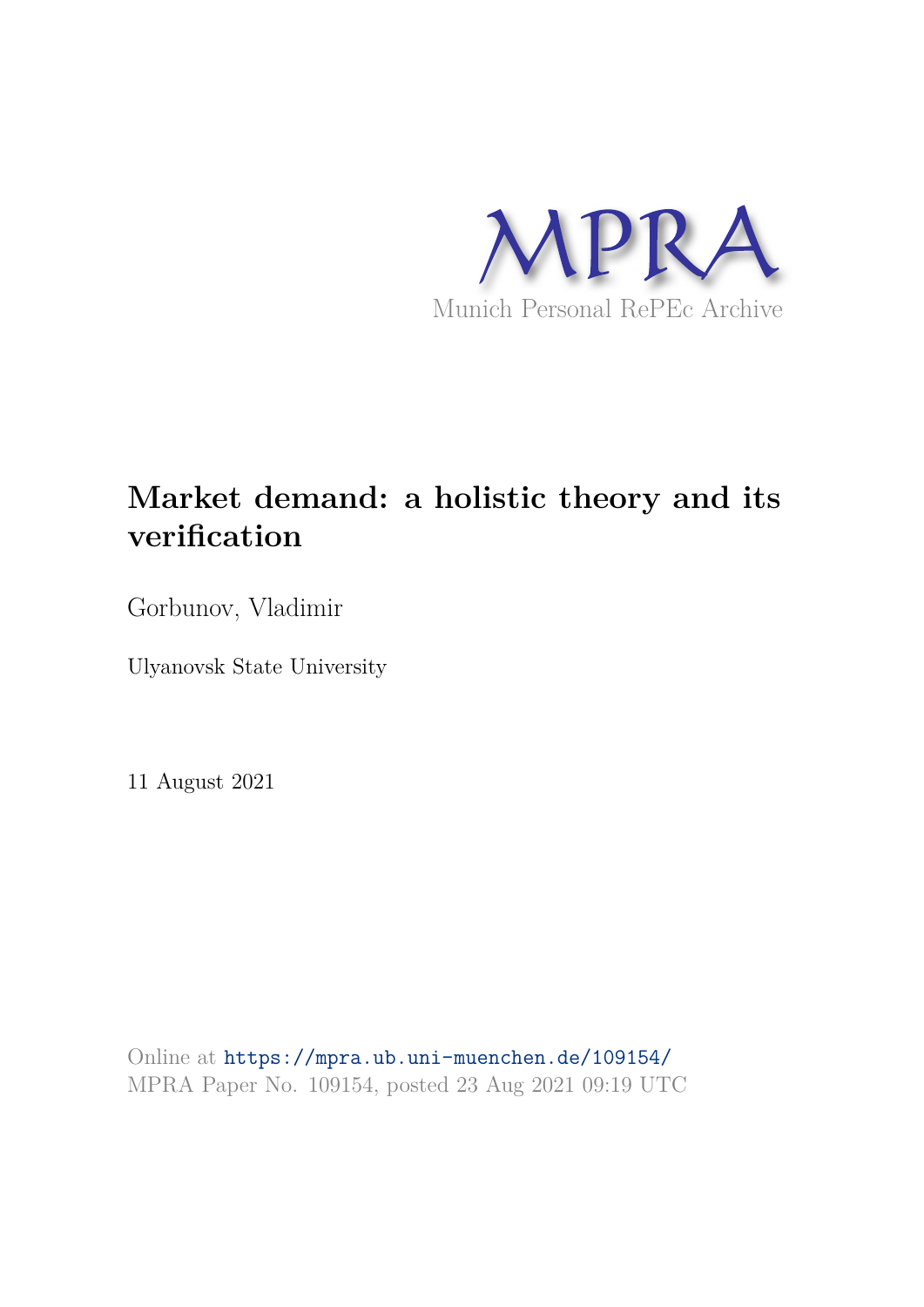MPRA

Munich Personal RePEc Archive

# Market demand: a holistic theory and its verification

Gorbunov, Vladimir

Ulyanovsk State University

11 August 2021

Online at https://mpra.ub.uni-muenchen.de/109154/
MPRA Paper No. 109154, posted 23 Aug 2021 09:19 UTC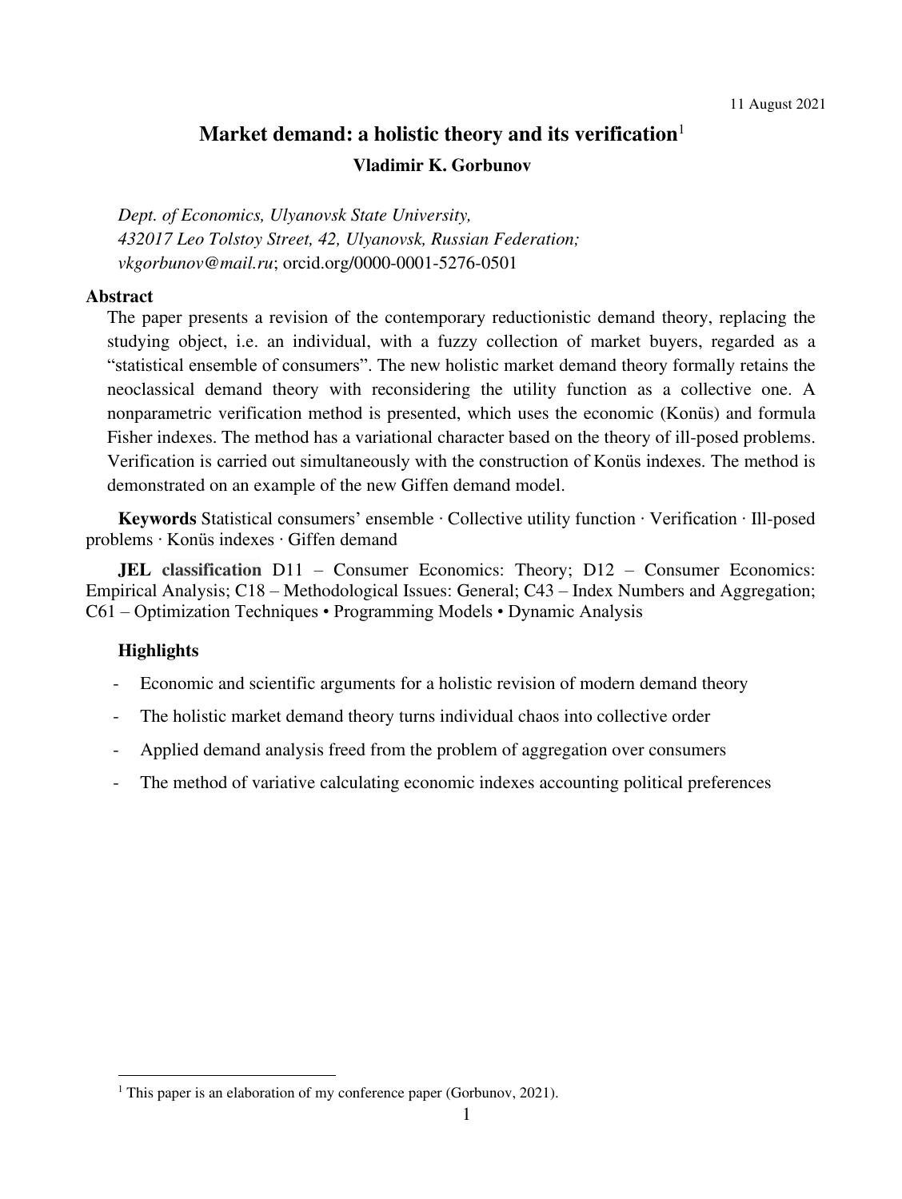11 August 2021

# Market demand: a holistic theory and its verification[1]

**Vladimir K. Gorbunov**

*Dept. of Economics, Ulyanovsk State University,*
*432017 Leo Tolstoy Street, 42, Ulyanovsk, Russian Federation;*
*vkgorbunov@mail.ru*; orcid.org/0000-0001-5276-0501

## Abstract

The paper presents a revision of the contemporary reductionistic demand theory, replacing the studying object, i.e. an individual, with a fuzzy collection of market buyers, regarded as a "statistical ensemble of consumers". The new holistic market demand theory formally retains the neoclassical demand theory with reconsidering the utility function as a collective one. A nonparametric verification method is presented, which uses the economic (Konüs) and formula Fisher indexes. The method has a variational character based on the theory of ill-posed problems. Verification is carried out simultaneously with the construction of Konüs indexes. The method is demonstrated on an example of the new Giffen demand model.

**Keywords** Statistical consumers' ensemble · Collective utility function · Verification · Ill-posed problems · Konüs indexes · Giffen demand

**JEL classification** D11 – Consumer Economics: Theory; D12 – Consumer Economics: Empirical Analysis; C18 – Methodological Issues: General; C43 – Index Numbers and Aggregation; C61 – Optimization Techniques • Programming Models • Dynamic Analysis

**Highlights**

- Economic and scientific arguments for a holistic revision of modern demand theory
- The holistic market demand theory turns individual chaos into collective order
- Applied demand analysis freed from the problem of aggregation over consumers
- The method of variative calculating economic indexes accounting political preferences

[1] This paper is an elaboration of my conference paper (Gorbunov, 2021).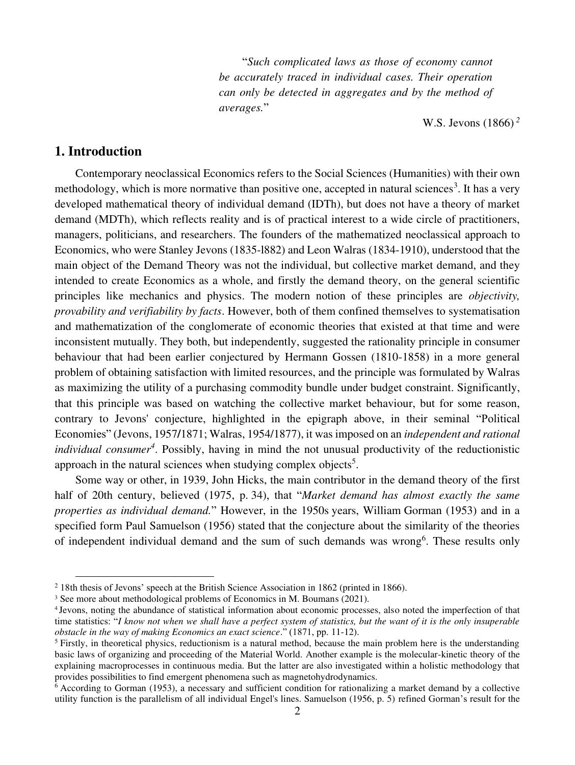> "*Such complicated laws as those of economy cannot be accurately traced in individual cases. Their operation can only be detected in aggregates and by the method of averages.*"
>
> W.S. Jevons (1866) [2]

## 1. Introduction

Contemporary neoclassical Economics refers to the Social Sciences (Humanities) with their own methodology, which is more normative than positive one, accepted in natural sciences[3]. It has a very developed mathematical theory of individual demand (IDTh), but does not have a theory of market demand (MDTh), which reflects reality and is of practical interest to a wide circle of practitioners, managers, politicians, and researchers. The founders of the mathematized neoclassical approach to Economics, who were Stanley Jevons (1835-l882) and Leon Walras (1834-1910), understood that the main object of the Demand Theory was not the individual, but collective market demand, and they intended to create Economics as a whole, and firstly the demand theory, on the general scientific principles like mechanics and physics. The modern notion of these principles are *objectivity, provability and verifiability by facts*. However, both of them confined themselves to systematisation and mathematization of the conglomerate of economic theories that existed at that time and were inconsistent mutually. They both, but independently, suggested the rationality principle in consumer behaviour that had been earlier conjectured by Hermann Gossen (1810-1858) in a more general problem of obtaining satisfaction with limited resources, and the principle was formulated by Walras as maximizing the utility of a purchasing commodity bundle under budget constraint. Significantly, that this principle was based on watching the collective market behaviour, but for some reason, contrary to Jevons' conjecture, highlighted in the epigraph above, in their seminal "Political Economies" (Jevons, 1957/1871; Walras, 1954/1877), it was imposed on an *independent and rational individual consumer*[4]. Possibly, having in mind the not unusual productivity of the reductionistic approach in the natural sciences when studying complex objects[5].

Some way or other, in 1939, John Hicks, the main contributor in the demand theory of the first half of 20th century, believed (1975, p. 34), that "*Market demand has almost exactly the same properties as individual demand.*" However, in the 1950s years, William Gorman (1953) and in a specified form Paul Samuelson (1956) stated that the conjecture about the similarity of the theories of independent individual demand and the sum of such demands was wrong[6]. These results only

---

[2] 18th thesis of Jevons' speech at the British Science Association in 1862 (printed in 1866).

[3] See more about methodological problems of Economics in M. Boumans (2021).

[4] Jevons, noting the abundance of statistical information about economic processes, also noted the imperfection of that time statistics: "*I know not when we shall have a perfect system of statistics, but the want of it is the only insuperable obstacle in the way of making Economics an exact science*." (1871, pp. 11-12).

[5] Firstly, in theoretical physics, reductionism is a natural method, because the main problem here is the understanding basic laws of organizing and proceeding of the Material World. Another example is the molecular-kinetic theory of the explaining macroprocesses in continuous media. But the latter are also investigated within a holistic methodology that provides possibilities to find emergent phenomena such as magnetohydrodynamics.

[6] According to Gorman (1953), a necessary and sufficient condition for rationalizing a market demand by a collective utility function is the parallelism of all individual Engel's lines. Samuelson (1956, p. 5) refined Gorman's result for the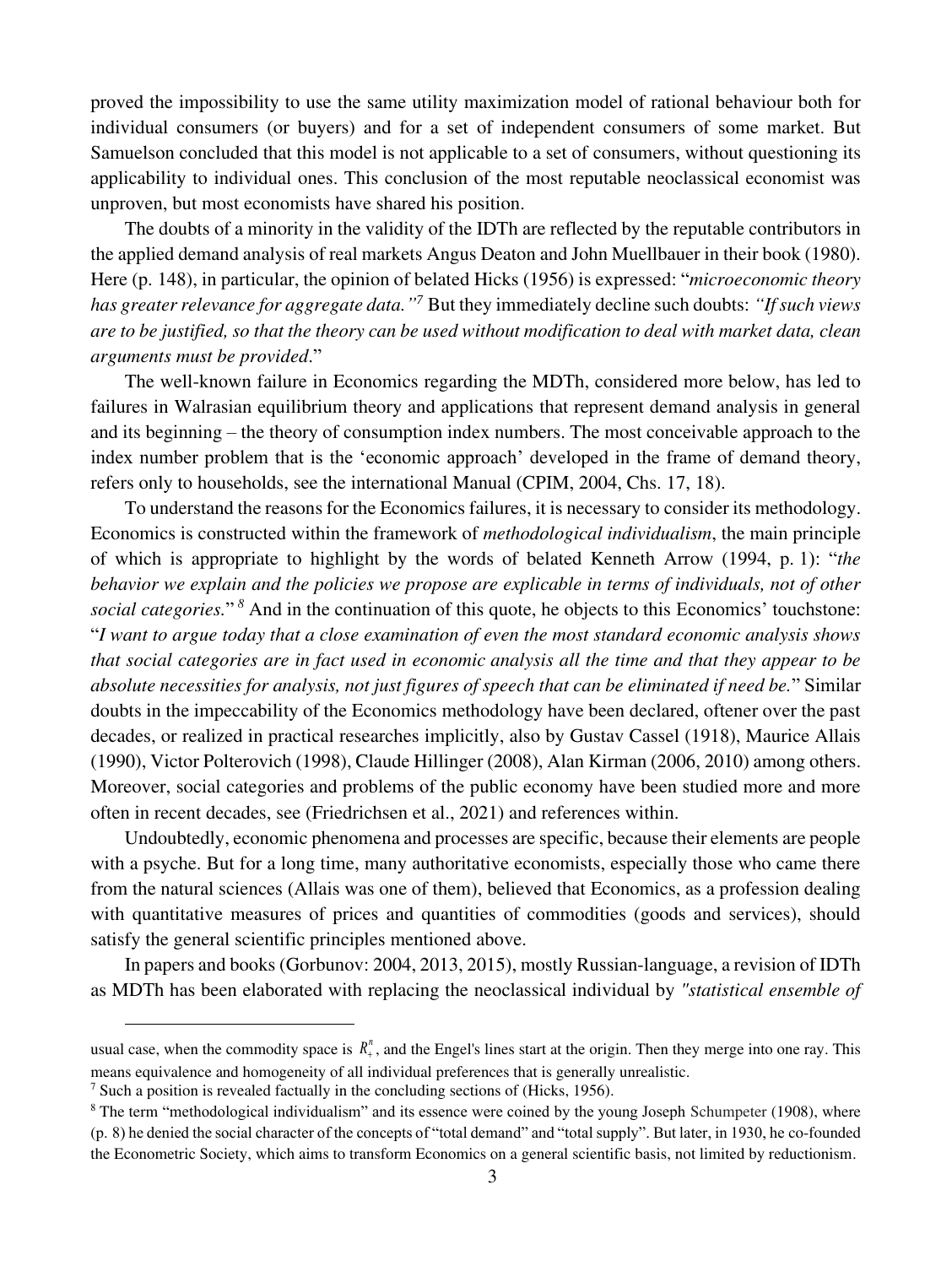proved the impossibility to use the same utility maximization model of rational behaviour both for individual consumers (or buyers) and for a set of independent consumers of some market. But Samuelson concluded that this model is not applicable to a set of consumers, without questioning its applicability to individual ones. This conclusion of the most reputable neoclassical economist was unproven, but most economists have shared his position.

The doubts of a minority in the validity of the IDTh are reflected by the reputable contributors in the applied demand analysis of real markets Angus Deaton and John Muellbauer in their book (1980). Here (p. 148), in particular, the opinion of belated Hicks (1956) is expressed: "*microeconomic theory has greater relevance for aggregate data."*[7] But they immediately decline such doubts: *"If such views are to be justified, so that the theory can be used without modification to deal with market data, clean arguments must be provided*."

The well-known failure in Economics regarding the MDTh, considered more below, has led to failures in Walrasian equilibrium theory and applications that represent demand analysis in general and its beginning – the theory of consumption index numbers. The most conceivable approach to the index number problem that is the 'economic approach' developed in the frame of demand theory, refers only to households, see the international Manual (CPIM, 2004, Chs. 17, 18).

To understand the reasons for the Economics failures, it is necessary to consider its methodology. Economics is constructed within the framework of *methodological individualism*, the main principle of which is appropriate to highlight by the words of belated Kenneth Arrow (1994, p. 1): "*the behavior we explain and the policies we propose are explicable in terms of individuals, not of other social categories.*"[8] And in the continuation of this quote, he objects to this Economics' touchstone: "*I want to argue today that a close examination of even the most standard economic analysis shows that social categories are in fact used in economic analysis all the time and that they appear to be absolute necessities for analysis, not just figures of speech that can be eliminated if need be.*" Similar doubts in the impeccability of the Economics methodology have been declared, oftener over the past decades, or realized in practical researches implicitly, also by Gustav Cassel (1918), Maurice Allais (1990), Victor Polterovich (1998), Claude Hillinger (2008), Alan Kirman (2006, 2010) among others. Moreover, social categories and problems of the public economy have been studied more and more often in recent decades, see (Friedrichsen et al., 2021) and references within.

Undoubtedly, economic phenomena and processes are specific, because their elements are people with a psyche. But for a long time, many authoritative economists, especially those who came there from the natural sciences (Allais was one of them), believed that Economics, as a profession dealing with quantitative measures of prices and quantities of commodities (goods and services), should satisfy the general scientific principles mentioned above.

In papers and books (Gorbunov: 2004, 2013, 2015), mostly Russian-language, a revision of IDTh as MDTh has been elaborated with replacing the neoclassical individual by *"statistical ensemble of*

---

usual case, when the commodity space is $R_+^n$, and the Engel's lines start at the origin. Then they merge into one ray. This means equivalence and homogeneity of all individual preferences that is generally unrealistic.

[7] Such a position is revealed factually in the concluding sections of (Hicks, 1956).

[8] The term "methodological individualism" and its essence were coined by the young Joseph Schumpeter (1908), where (p. 8) he denied the social character of the concepts of "total demand" and "total supply". But later, in 1930, he co-founded the Econometric Society, which aims to transform Economics on a general scientific basis, not limited by reductionism.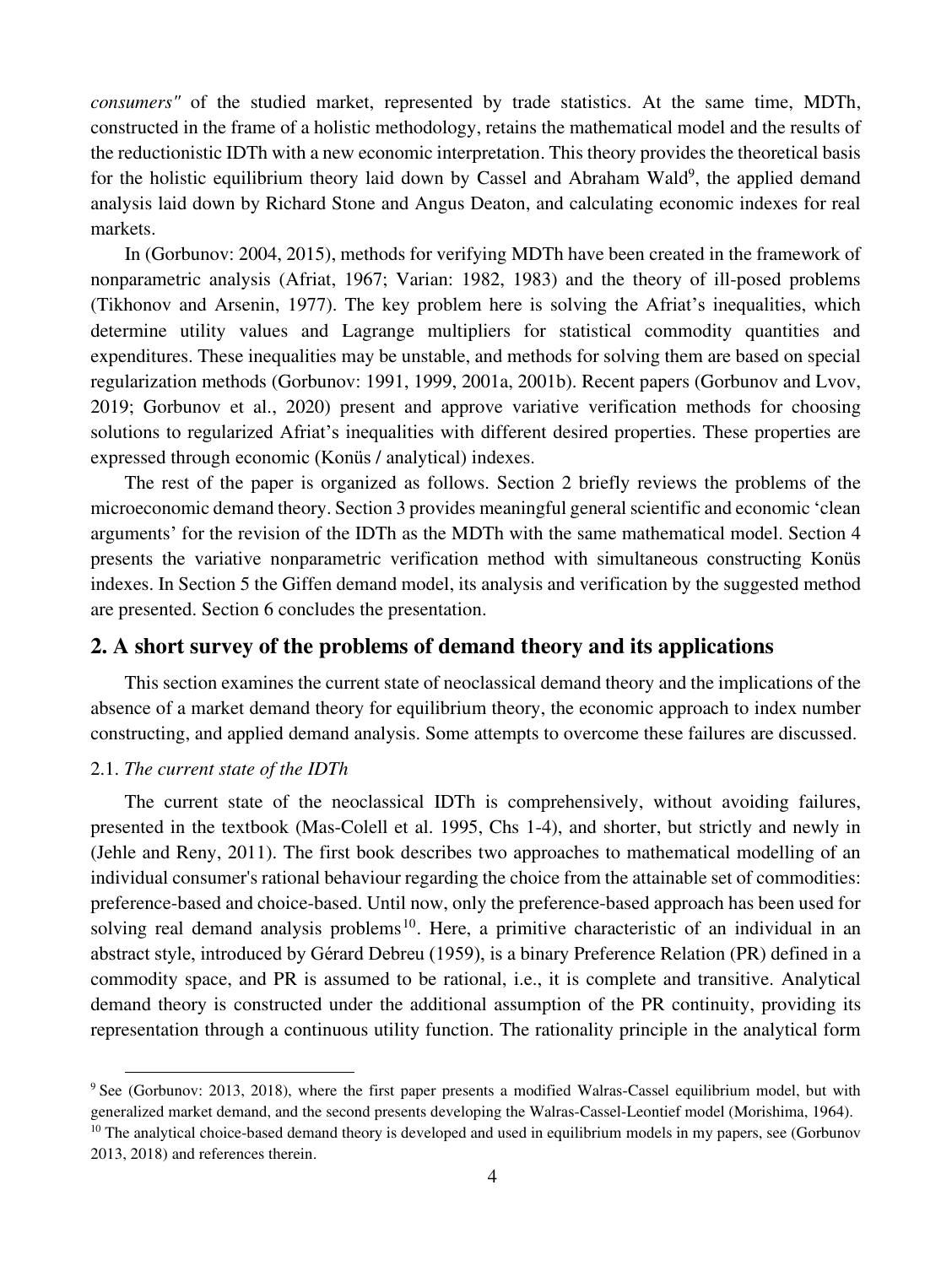*consumers"* of the studied market, represented by trade statistics. At the same time, MDTh, constructed in the frame of a holistic methodology, retains the mathematical model and the results of the reductionistic IDTh with a new economic interpretation. This theory provides the theoretical basis for the holistic equilibrium theory laid down by Cassel and Abraham Wald[9], the applied demand analysis laid down by Richard Stone and Angus Deaton, and calculating economic indexes for real markets.

In (Gorbunov: 2004, 2015), methods for verifying MDTh have been created in the framework of nonparametric analysis (Afriat, 1967; Varian: 1982, 1983) and the theory of ill-posed problems (Tikhonov and Arsenin, 1977). The key problem here is solving the Afriat's inequalities, which determine utility values and Lagrange multipliers for statistical commodity quantities and expenditures. These inequalities may be unstable, and methods for solving them are based on special regularization methods (Gorbunov: 1991, 1999, 2001a, 2001b). Recent papers (Gorbunov and Lvov, 2019; Gorbunov et al., 2020) present and approve variative verification methods for choosing solutions to regularized Afriat's inequalities with different desired properties. These properties are expressed through economic (Konüs / analytical) indexes.

The rest of the paper is organized as follows. Section 2 briefly reviews the problems of the microeconomic demand theory. Section 3 provides meaningful general scientific and economic 'clean arguments' for the revision of the IDTh as the MDTh with the same mathematical model. Section 4 presents the variative nonparametric verification method with simultaneous constructing Konüs indexes. In Section 5 the Giffen demand model, its analysis and verification by the suggested method are presented. Section 6 concludes the presentation.

## 2. A short survey of the problems of demand theory and its applications

This section examines the current state of neoclassical demand theory and the implications of the absence of a market demand theory for equilibrium theory, the economic approach to index number constructing, and applied demand analysis. Some attempts to overcome these failures are discussed.

### 2.1. *The current state of the IDTh*

The current state of the neoclassical IDTh is comprehensively, without avoiding failures, presented in the textbook (Mas-Colell et al. 1995, Chs 1-4), and shorter, but strictly and newly in (Jehle and Reny, 2011). The first book describes two approaches to mathematical modelling of an individual consumer's rational behaviour regarding the choice from the attainable set of commodities: preference-based and choice-based. Until now, only the preference-based approach has been used for solving real demand analysis problems[10]. Here, a primitive characteristic of an individual in an abstract style, introduced by Gérard Debreu (1959), is a binary Preference Relation (PR) defined in a commodity space, and PR is assumed to be rational, i.e., it is complete and transitive. Analytical demand theory is constructed under the additional assumption of the PR continuity, providing its representation through a continuous utility function. The rationality principle in the analytical form

---

[9] See (Gorbunov: 2013, 2018), where the first paper presents a modified Walras-Cassel equilibrium model, but with generalized market demand, and the second presents developing the Walras-Cassel-Leontief model (Morishima, 1964).

[10] The analytical choice-based demand theory is developed and used in equilibrium models in my papers, see (Gorbunov 2013, 2018) and references therein.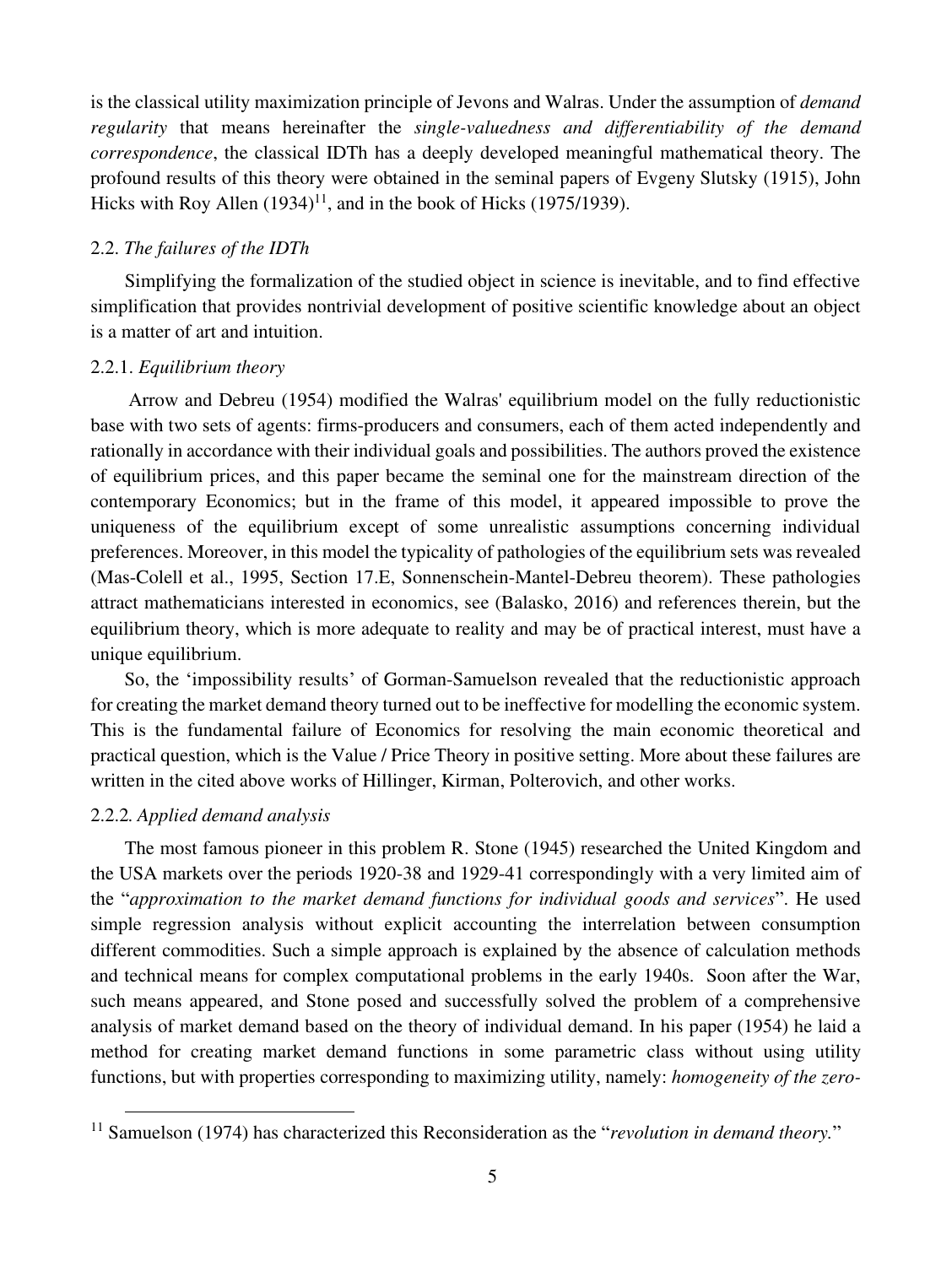is the classical utility maximization principle of Jevons and Walras. Under the assumption of *demand regularity* that means hereinafter the *single-valuedness and differentiability of the demand correspondence*, the classical IDTh has a deeply developed meaningful mathematical theory. The profound results of this theory were obtained in the seminal papers of Evgeny Slutsky (1915), John Hicks with Roy Allen (1934)[11], and in the book of Hicks (1975/1939).

### 2.2. *The failures of the IDTh*

Simplifying the formalization of the studied object in science is inevitable, and to find effective simplification that provides nontrivial development of positive scientific knowledge about an object is a matter of art and intuition.

#### 2.2.1. *Equilibrium theory*

Arrow and Debreu (1954) modified the Walras' equilibrium model on the fully reductionistic base with two sets of agents: firms-producers and consumers, each of them acted independently and rationally in accordance with their individual goals and possibilities. The authors proved the existence of equilibrium prices, and this paper became the seminal one for the mainstream direction of the contemporary Economics; but in the frame of this model, it appeared impossible to prove the uniqueness of the equilibrium except of some unrealistic assumptions concerning individual preferences. Moreover, in this model the typicality of pathologies of the equilibrium sets was revealed (Mas-Colell et al., 1995, Section 17.E, Sonnenschein-Mantel-Debreu theorem). These pathologies attract mathematicians interested in economics, see (Balasko, 2016) and references therein, but the equilibrium theory, which is more adequate to reality and may be of practical interest, must have a unique equilibrium.

So, the 'impossibility results' of Gorman-Samuelson revealed that the reductionistic approach for creating the market demand theory turned out to be ineffective for modelling the economic system. This is the fundamental failure of Economics for resolving the main economic theoretical and practical question, which is the Value / Price Theory in positive setting. More about these failures are written in the cited above works of Hillinger, Kirman, Polterovich, and other works.

#### 2.2.2. *Applied demand analysis*

The most famous pioneer in this problem R. Stone (1945) researched the United Kingdom and the USA markets over the periods 1920-38 and 1929-41 correspondingly with a very limited aim of the "*approximation to the market demand functions for individual goods and services*". He used simple regression analysis without explicit accounting the interrelation between consumption different commodities. Such a simple approach is explained by the absence of calculation methods and technical means for complex computational problems in the early 1940s. Soon after the War, such means appeared, and Stone posed and successfully solved the problem of a comprehensive analysis of market demand based on the theory of individual demand. In his paper (1954) he laid a method for creating market demand functions in some parametric class without using utility functions, but with properties corresponding to maximizing utility, namely: *homogeneity of the zero-*

[11] Samuelson (1974) has characterized this Reconsideration as the "*revolution in demand theory.*"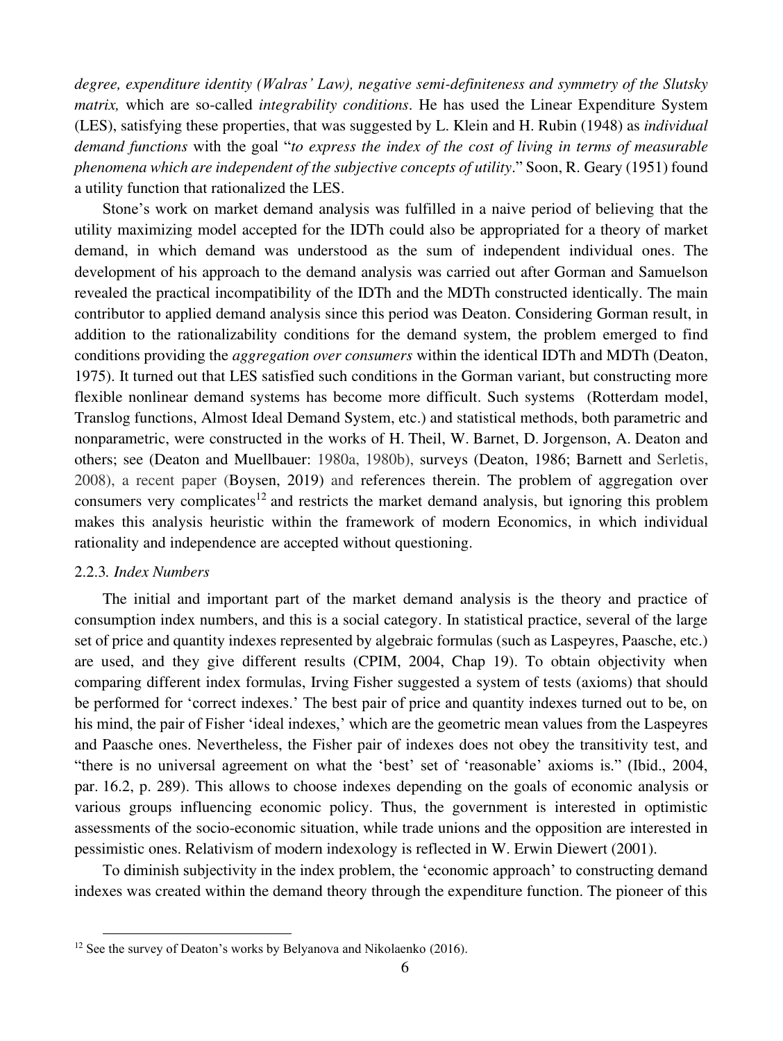*degree, expenditure identity (Walras' Law), negative semi-definiteness and symmetry of the Slutsky matrix,* which are so-called *integrability conditions*. He has used the Linear Expenditure System (LES), satisfying these properties, that was suggested by L. Klein and H. Rubin (1948) as *individual demand functions* with the goal "*to express the index of the cost of living in terms of measurable phenomena which are independent of the subjective concepts of utility*." Soon, R. Geary (1951) found a utility function that rationalized the LES.

Stone's work on market demand analysis was fulfilled in a naive period of believing that the utility maximizing model accepted for the IDTh could also be appropriated for a theory of market demand, in which demand was understood as the sum of independent individual ones. The development of his approach to the demand analysis was carried out after Gorman and Samuelson revealed the practical incompatibility of the IDTh and the MDTh constructed identically. The main contributor to applied demand analysis since this period was Deaton. Considering Gorman result, in addition to the rationalizability conditions for the demand system, the problem emerged to find conditions providing the *aggregation over consumers* within the identical IDTh and MDTh (Deaton, 1975). It turned out that LES satisfied such conditions in the Gorman variant, but constructing more flexible nonlinear demand systems has become more difficult. Such systems (Rotterdam model, Translog functions, Almost Ideal Demand System, etc.) and statistical methods, both parametric and nonparametric, were constructed in the works of H. Theil, W. Barnet, D. Jorgenson, A. Deaton and others; see (Deaton and Muellbauer: 1980a, 1980b), surveys (Deaton, 1986; Barnett and Serletis, 2008), a recent paper (Boysen, 2019) and references therein. The problem of aggregation over consumers very complicates[12] and restricts the market demand analysis, but ignoring this problem makes this analysis heuristic within the framework of modern Economics, in which individual rationality and independence are accepted without questioning.

### 2.2.3. *Index Numbers*

The initial and important part of the market demand analysis is the theory and practice of consumption index numbers, and this is a social category. In statistical practice, several of the large set of price and quantity indexes represented by algebraic formulas (such as Laspeyres, Paasche, etc.) are used, and they give different results (CPIM, 2004, Chap 19). To obtain objectivity when comparing different index formulas, Irving Fisher suggested a system of tests (axioms) that should be performed for 'correct indexes.' The best pair of price and quantity indexes turned out to be, on his mind, the pair of Fisher 'ideal indexes,' which are the geometric mean values from the Laspeyres and Paasche ones. Nevertheless, the Fisher pair of indexes does not obey the transitivity test, and "there is no universal agreement on what the 'best' set of 'reasonable' axioms is." (Ibid., 2004, par. 16.2, p. 289). This allows to choose indexes depending on the goals of economic analysis or various groups influencing economic policy. Thus, the government is interested in optimistic assessments of the socio-economic situation, while trade unions and the opposition are interested in pessimistic ones. Relativism of modern indexology is reflected in W. Erwin Diewert (2001).

To diminish subjectivity in the index problem, the 'economic approach' to constructing demand indexes was created within the demand theory through the expenditure function. The pioneer of this

---

[12] See the survey of Deaton's works by Belyanova and Nikolaenko (2016).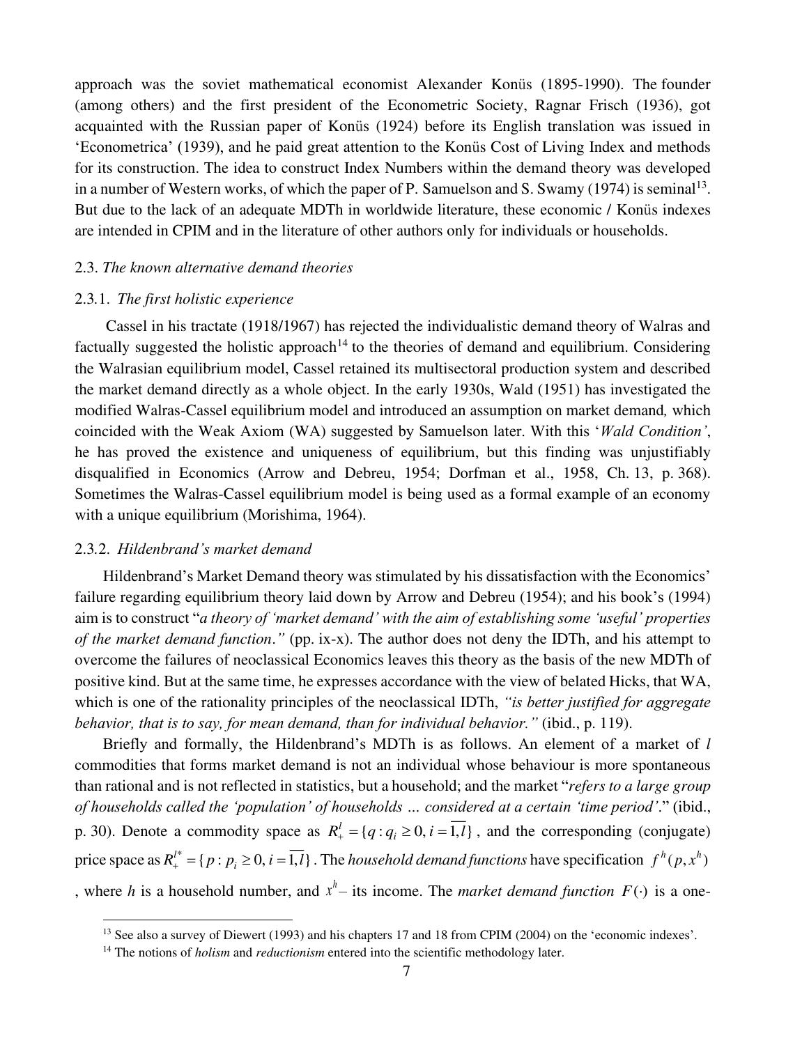approach was the soviet mathematical economist Alexander Konüs (1895-1990). The founder (among others) and the first president of the Econometric Society, Ragnar Frisch (1936), got acquainted with the Russian paper of Konüs (1924) before its English translation was issued in 'Econometrica' (1939), and he paid great attention to the Konüs Cost of Living Index and methods for its construction. The idea to construct Index Numbers within the demand theory was developed in a number of Western works, of which the paper of P. Samuelson and S. Swamy (1974) is seminal[13]. But due to the lack of an adequate MDTh in worldwide literature, these economic / Konüs indexes are intended in CPIM and in the literature of other authors only for individuals or households.

## 2.3. *The known alternative demand theories*

### 2.3.1. *The first holistic experience*

Cassel in his tractate (1918/1967) has rejected the individualistic demand theory of Walras and factually suggested the holistic approach[14] to the theories of demand and equilibrium. Considering the Walrasian equilibrium model, Cassel retained its multisectoral production system and described the market demand directly as a whole object. In the early 1930s, Wald (1951) has investigated the modified Walras-Cassel equilibrium model and introduced an assumption on market demand*,* which coincided with the Weak Axiom (WA) suggested by Samuelson later. With this '*Wald Condition'*, he has proved the existence and uniqueness of equilibrium, but this finding was unjustifiably disqualified in Economics (Arrow and Debreu, 1954; Dorfman et al., 1958, Ch. 13, p. 368). Sometimes the Walras-Cassel equilibrium model is being used as a formal example of an economy with a unique equilibrium (Morishima, 1964).

### 2.3.2. *Hildenbrand's market demand*

Hildenbrand's Market Demand theory was stimulated by his dissatisfaction with the Economics' failure regarding equilibrium theory laid down by Arrow and Debreu (1954); and his book's (1994) aim is to construct "*a theory of 'market demand' with the aim of establishing some 'useful' properties of the market demand function*.*"* (pp. ix-x). The author does not deny the IDTh, and his attempt to overcome the failures of neoclassical Economics leaves this theory as the basis of the new MDTh of positive kind. But at the same time, he expresses accordance with the view of belated Hicks, that WA, which is one of the rationality principles of the neoclassical IDTh, *"is better justified for aggregate behavior, that is to say, for mean demand, than for individual behavior."* (ibid., p. 119).

Briefly and formally, the Hildenbrand's MDTh is as follows. An element of a market of $l$ commodities that forms market demand is not an individual whose behaviour is more spontaneous than rational and is not reflected in statistics, but a household; and the market "*refers to a large group of households called the 'population' of households … considered at a certain 'time period'*." (ibid., p. 30). Denote a commodity space as $R_+^l = \{q : q_i \geq 0, i = \overline{1,l}\}$, and the corresponding (conjugate) price space as $R_+^{l*} = \{p : p_i \geq 0, i = \overline{1,l}\}$. The *household demand functions* have specification $f^h(p, x^h)$, where $h$ is a household number, and $x^h$ – its income. The *market demand function* $F(\cdot)$ is a one-

---

[13] See also a survey of Diewert (1993) and his chapters 17 and 18 from CPIM (2004) on the 'economic indexes'.

[14] The notions of *holism* and *reductionism* entered into the scientific methodology later.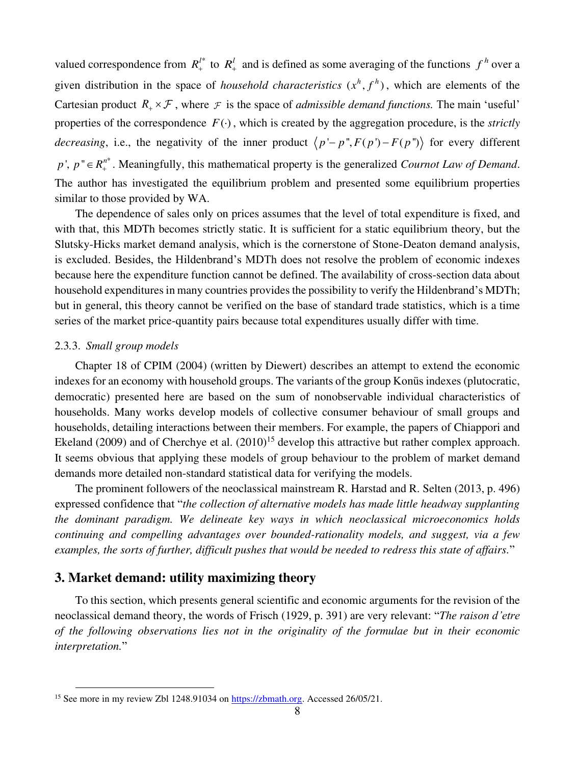valued correspondence from $R_+^{l^*}$ to $R_+^l$ and is defined as some averaging of the functions $f^h$ over a given distribution in the space of *household characteristics* $(x^h, f^h)$, which are elements of the Cartesian product $R_+ \times \mathcal{F}$, where $\mathcal{F}$ is the space of *admissible demand functions.* The main 'useful' properties of the correspondence $F(\cdot)$, which is created by the aggregation procedure, is the *strictly decreasing*, i.e., the negativity of the inner product $\langle p' - p'', F(p') - F(p'') \rangle$ for every different $p', p'' \in R_+^{n^*}$. Meaningfully, this mathematical property is the generalized *Cournot Law of Demand*. The author has investigated the equilibrium problem and presented some equilibrium properties similar to those provided by WA.

The dependence of sales only on prices assumes that the level of total expenditure is fixed, and with that, this MDTh becomes strictly static. It is sufficient for a static equilibrium theory, but the Slutsky-Hicks market demand analysis, which is the cornerstone of Stone-Deaton demand analysis, is excluded. Besides, the Hildenbrand's MDTh does not resolve the problem of economic indexes because here the expenditure function cannot be defined. The availability of cross-section data about household expenditures in many countries provides the possibility to verify the Hildenbrand's MDTh; but in general, this theory cannot be verified on the base of standard trade statistics, which is a time series of the market price-quantity pairs because total expenditures usually differ with time.

### 2.3.3. *Small group models*

Chapter 18 of CPIM (2004) (written by Diewert) describes an attempt to extend the economic indexes for an economy with household groups. The variants of the group Konüs indexes (plutocratic, democratic) presented here are based on the sum of nonobservable individual characteristics of households. Many works develop models of collective consumer behaviour of small groups and households, detailing interactions between their members. For example, the papers of Chiappori and Ekeland (2009) and of Cherchye et al. (2010)[15] develop this attractive but rather complex approach. It seems obvious that applying these models of group behaviour to the problem of market demand demands more detailed non-standard statistical data for verifying the models.

The prominent followers of the neoclassical mainstream R. Harstad and R. Selten (2013, p. 496) expressed confidence that "*the collection of alternative models has made little headway supplanting the dominant paradigm. We delineate key ways in which neoclassical microeconomics holds continuing and compelling advantages over bounded-rationality models, and suggest, via a few examples, the sorts of further, difficult pushes that would be needed to redress this state of affairs.*"

## 3. Market demand: utility maximizing theory

To this section, which presents general scientific and economic arguments for the revision of the neoclassical demand theory, the words of Frisch (1929, p. 391) are very relevant: "*The raison d'etre of the following observations lies not in the originality of the formulae but in their economic interpretation.*"

---

[15] See more in my review Zbl 1248.91034 on https://zbmath.org. Accessed 26/05/21.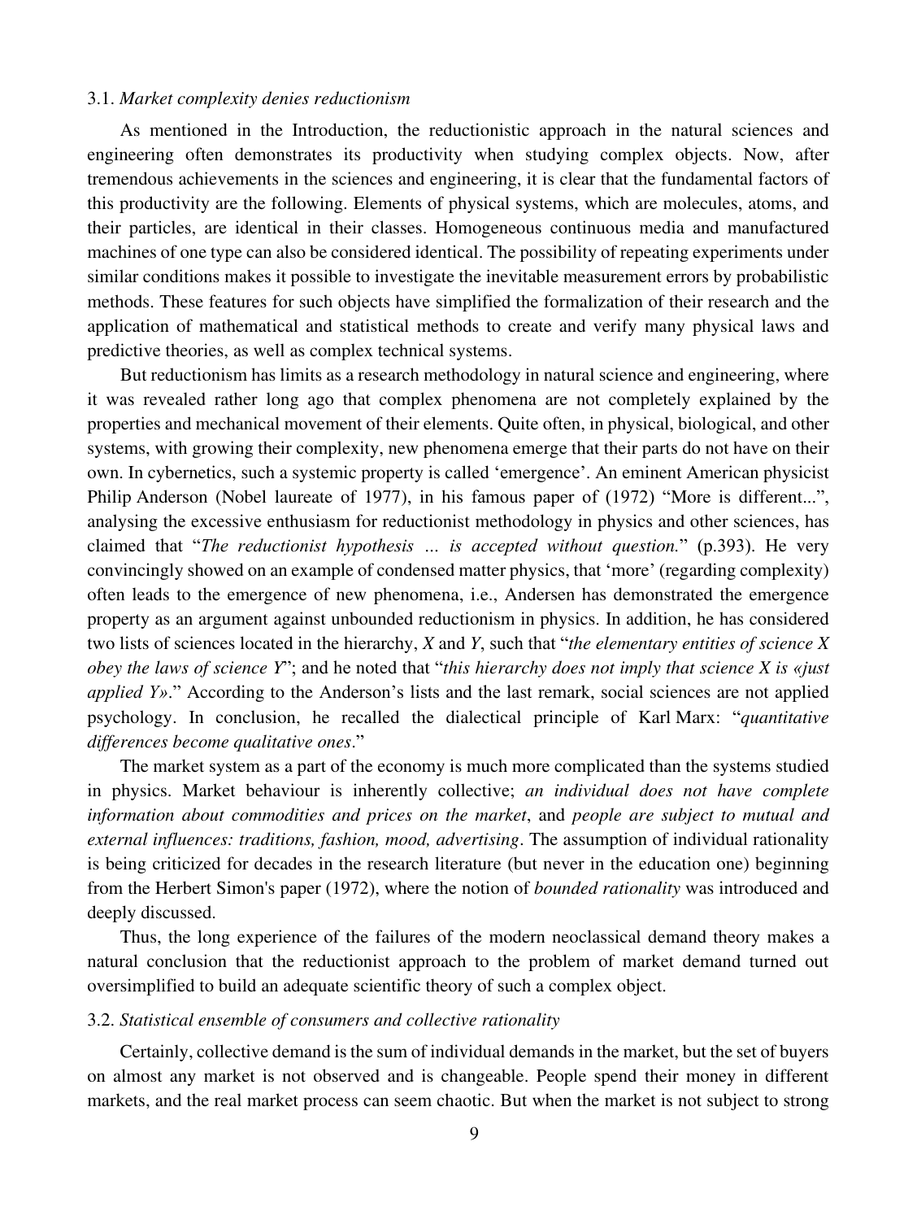### 3.1. *Market complexity denies reductionism*

As mentioned in the Introduction, the reductionistic approach in the natural sciences and engineering often demonstrates its productivity when studying complex objects. Now, after tremendous achievements in the sciences and engineering, it is clear that the fundamental factors of this productivity are the following. Elements of physical systems, which are molecules, atoms, and their particles, are identical in their classes. Homogeneous continuous media and manufactured machines of one type can also be considered identical. The possibility of repeating experiments under similar conditions makes it possible to investigate the inevitable measurement errors by probabilistic methods. These features for such objects have simplified the formalization of their research and the application of mathematical and statistical methods to create and verify many physical laws and predictive theories, as well as complex technical systems.

But reductionism has limits as a research methodology in natural science and engineering, where it was revealed rather long ago that complex phenomena are not completely explained by the properties and mechanical movement of their elements. Quite often, in physical, biological, and other systems, with growing their complexity, new phenomena emerge that their parts do not have on their own. In cybernetics, such a systemic property is called 'emergence'. An eminent American physicist Philip Anderson (Nobel laureate of 1977), in his famous paper of (1972) "More is different...", analysing the excessive enthusiasm for reductionist methodology in physics and other sciences, has claimed that "*The reductionist hypothesis … is accepted without question.*" (p.393). He very convincingly showed on an example of condensed matter physics, that 'more' (regarding complexity) often leads to the emergence of new phenomena, i.e., Andersen has demonstrated the emergence property as an argument against unbounded reductionism in physics. In addition, he has considered two lists of sciences located in the hierarchy, *X* and *Y*, such that "*the elementary entities of science X obey the laws of science Y*"; and he noted that "*this hierarchy does not imply that science X is «just applied Y»*." According to the Anderson's lists and the last remark, social sciences are not applied psychology. In conclusion, he recalled the dialectical principle of Karl Marx: "*quantitative differences become qualitative ones*."

The market system as a part of the economy is much more complicated than the systems studied in physics. Market behaviour is inherently collective; *an individual does not have complete information about commodities and prices on the market*, and *people are subject to mutual and external influences: traditions, fashion, mood, advertising*. The assumption of individual rationality is being criticized for decades in the research literature (but never in the education one) beginning from the Herbert Simon's paper (1972), where the notion of *bounded rationality* was introduced and deeply discussed.

Thus, the long experience of the failures of the modern neoclassical demand theory makes a natural conclusion that the reductionist approach to the problem of market demand turned out oversimplified to build an adequate scientific theory of such a complex object.

### 3.2. *Statistical ensemble of consumers and collective rationality*

Certainly, collective demand is the sum of individual demands in the market, but the set of buyers on almost any market is not observed and is changeable. People spend their money in different markets, and the real market process can seem chaotic. But when the market is not subject to strong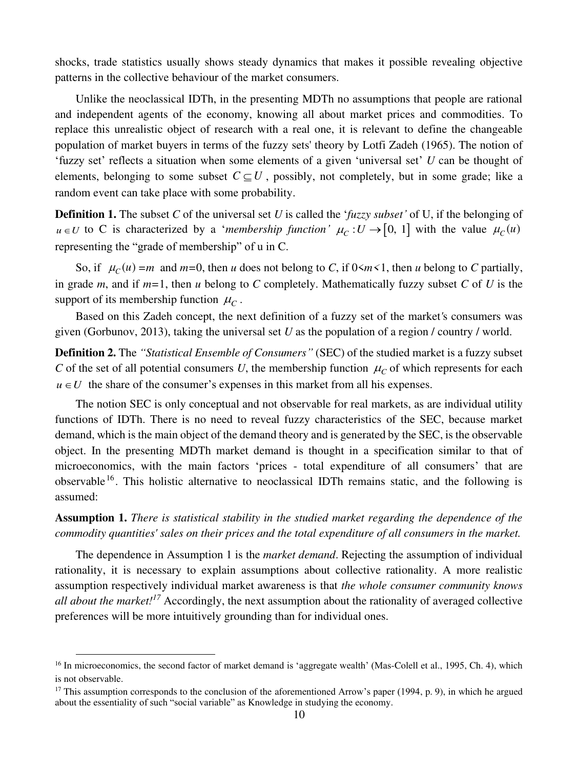shocks, trade statistics usually shows steady dynamics that makes it possible revealing objective patterns in the collective behaviour of the market consumers.

Unlike the neoclassical IDTh, in the presenting MDTh no assumptions that people are rational and independent agents of the economy, knowing all about market prices and commodities. To replace this unrealistic object of research with a real one, it is relevant to define the changeable population of market buyers in terms of the fuzzy sets' theory by Lotfi Zadeh (1965). The notion of 'fuzzy set' reflects a situation when some elements of a given 'universal set' $U$ can be thought of elements, belonging to some subset $C \subseteq U$, possibly, not completely, but in some grade; like a random event can take place with some probability.

**Definition 1.** The subset $C$ of the universal set $U$ is called the '*fuzzy subset'* of U, if the belonging of $u \in U$ to C is characterized by a '*membership function'* $\mu_C : U \to [0,\ 1]$ with the value $\mu_C(u)$ representing the "grade of membership" of u in C.

So, if $\mu_C(u) = m$ and $m$=0, then $u$ does not belong to $C$, if $0 < m < 1$, then $u$ belong to $C$ partially, in grade $m$, and if $m$=1, then $u$ belong to $C$ completely. Mathematically fuzzy subset $C$ of $U$ is the support of its membership function $\mu_C$.

Based on this Zadeh concept, the next definition of a fuzzy set of the market's consumers was given (Gorbunov, 2013), taking the universal set $U$ as the population of a region / country / world.

**Definition 2.** The *"Statistical Ensemble of Consumers"* (SEC) of the studied market is a fuzzy subset $C$ of the set of all potential consumers $U$, the membership function $\mu_C$ of which represents for each $u \in U$ the share of the consumer's expenses in this market from all his expenses.

The notion SEC is only conceptual and not observable for real markets, as are individual utility functions of IDTh. There is no need to reveal fuzzy characteristics of the SEC, because market demand, which is the main object of the demand theory and is generated by the SEC, is the observable object. In the presenting MDTh market demand is thought in a specification similar to that of microeconomics, with the main factors 'prices - total expenditure of all consumers' that are observable[16]. This holistic alternative to neoclassical IDTh remains static, and the following is assumed:

**Assumption 1.** *There is statistical stability in the studied market regarding the dependence of the commodity quantities' sales on their prices and the total expenditure of all consumers in the market.*

The dependence in Assumption 1 is the *market demand*. Rejecting the assumption of individual rationality, it is necessary to explain assumptions about collective rationality. A more realistic assumption respectively individual market awareness is that *the whole consumer community knows all about the market!*[17] Accordingly, the next assumption about the rationality of averaged collective preferences will be more intuitively grounding than for individual ones.

---

[16] In microeconomics, the second factor of market demand is 'aggregate wealth' (Mas-Colell et al., 1995, Ch. 4), which is not observable.

[17] This assumption corresponds to the conclusion of the aforementioned Arrow's paper (1994, p. 9), in which he argued about the essentiality of such "social variable" as Knowledge in studying the economy.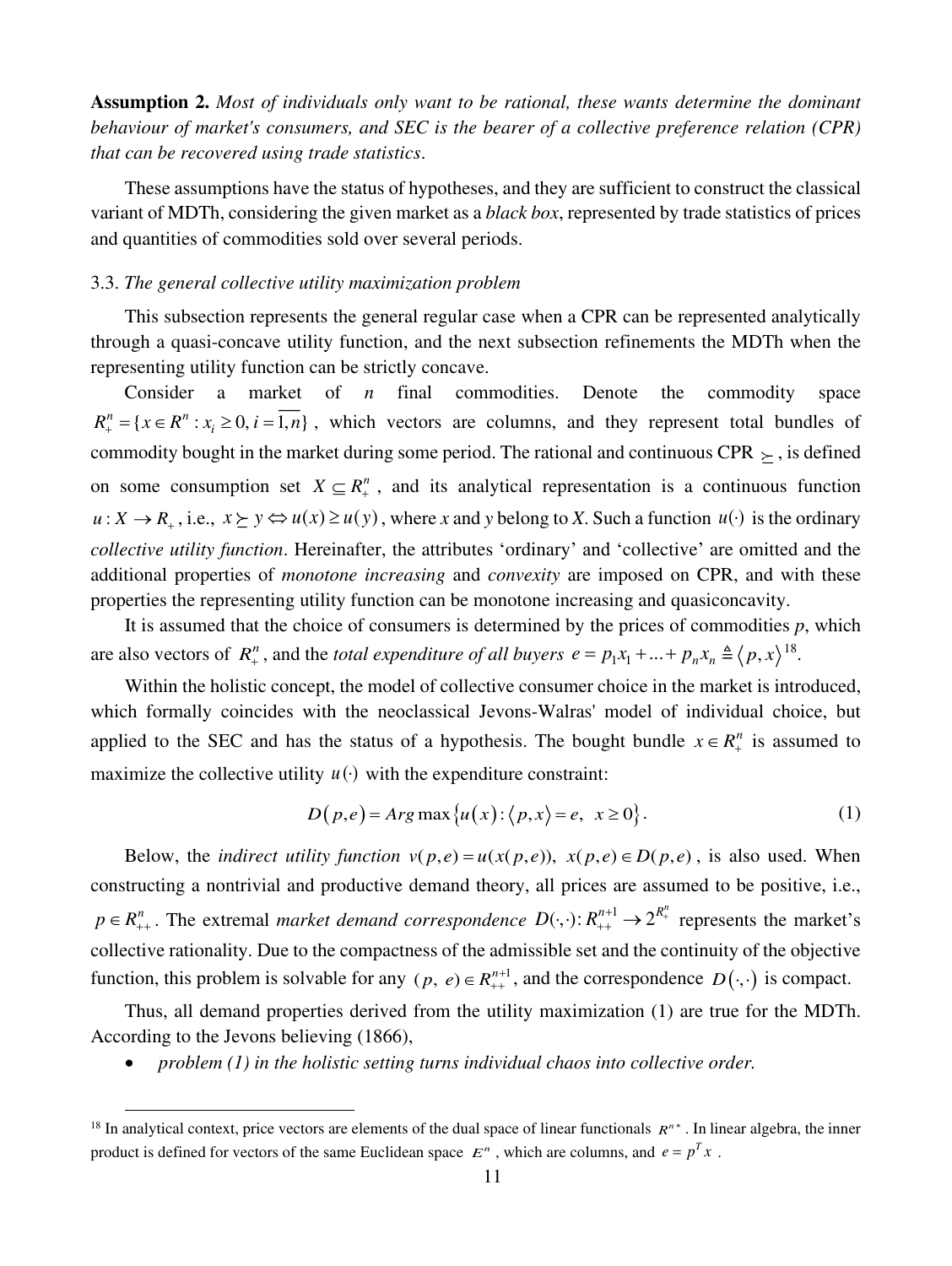**Assumption 2.** *Most of individuals only want to be rational, these wants determine the dominant behaviour of market's consumers, and SEC is the bearer of a collective preference relation (CPR) that can be recovered using trade statistics*.

These assumptions have the status of hypotheses, and they are sufficient to construct the classical variant of MDTh, considering the given market as a *black box*, represented by trade statistics of prices and quantities of commodities sold over several periods.

3.3. *The general collective utility maximization problem*

This subsection represents the general regular case when a CPR can be represented analytically through a quasi-concave utility function, and the next subsection refinements the MDTh when the representing utility function can be strictly concave.

Consider a market of $n$ final commodities. Denote the commodity space $R_+^n = \{x \in R^n : x_i \geq 0, i = \overline{1,n}\}$, which vectors are columns, and they represent total bundles of commodity bought in the market during some period. The rational and continuous CPR $\succeq$, is defined on some consumption set $X \subseteq R_+^n$, and its analytical representation is a continuous function $u : X \to R_+$, i.e., $x \succeq y \Leftrightarrow u(x) \geq u(y)$, where $x$ and $y$ belong to $X$. Such a function $u(\cdot)$ is the ordinary *collective utility function*. Hereinafter, the attributes 'ordinary' and 'collective' are omitted and the additional properties of *monotone increasing* and *convexity* are imposed on CPR, and with these properties the representing utility function can be monotone increasing and quasiconcavity.

It is assumed that the choice of consumers is determined by the prices of commodities $p$, which are also vectors of $R_+^n$, and the *total expenditure of all buyers* $e = p_1 x_1 + ... + p_n x_n \triangleq \langle p, x \rangle$[18].

Within the holistic concept, the model of collective consumer choice in the market is introduced, which formally coincides with the neoclassical Jevons-Walras' model of individual choice, but applied to the SEC and has the status of a hypothesis. The bought bundle $x \in R_+^n$ is assumed to maximize the collective utility $u(\cdot)$ with the expenditure constraint:

$$D(p, e) = Arg \max \{u(x) : \langle p, x \rangle = e, \; x \geq 0\}. \tag{1}$$

Below, the *indirect utility function* $v(p,e) = u(x(p,e)), \; x(p,e) \in D(p,e)$, is also used. When constructing a nontrivial and productive demand theory, all prices are assumed to be positive, i.e., $p \in R_{++}^n$. The extremal *market demand correspondence* $D(\cdot,\cdot) : R_{++}^{n+1} \to 2^{R_+^n}$ represents the market's collective rationality. Due to the compactness of the admissible set and the continuity of the objective function, this problem is solvable for any $(p, \; e) \in R_{++}^{n+1}$, and the correspondence $D(\cdot,\cdot)$ is compact.

Thus, all demand properties derived from the utility maximization (1) are true for the MDTh. According to the Jevons believing (1866),

- *problem (1) in the holistic setting turns individual chaos into collective order.*

[18] In analytical context, price vectors are elements of the dual space of linear functionals $R^{n*}$. In linear algebra, the inner product is defined for vectors of the same Euclidean space $E^n$, which are columns, and $e = p^T x$.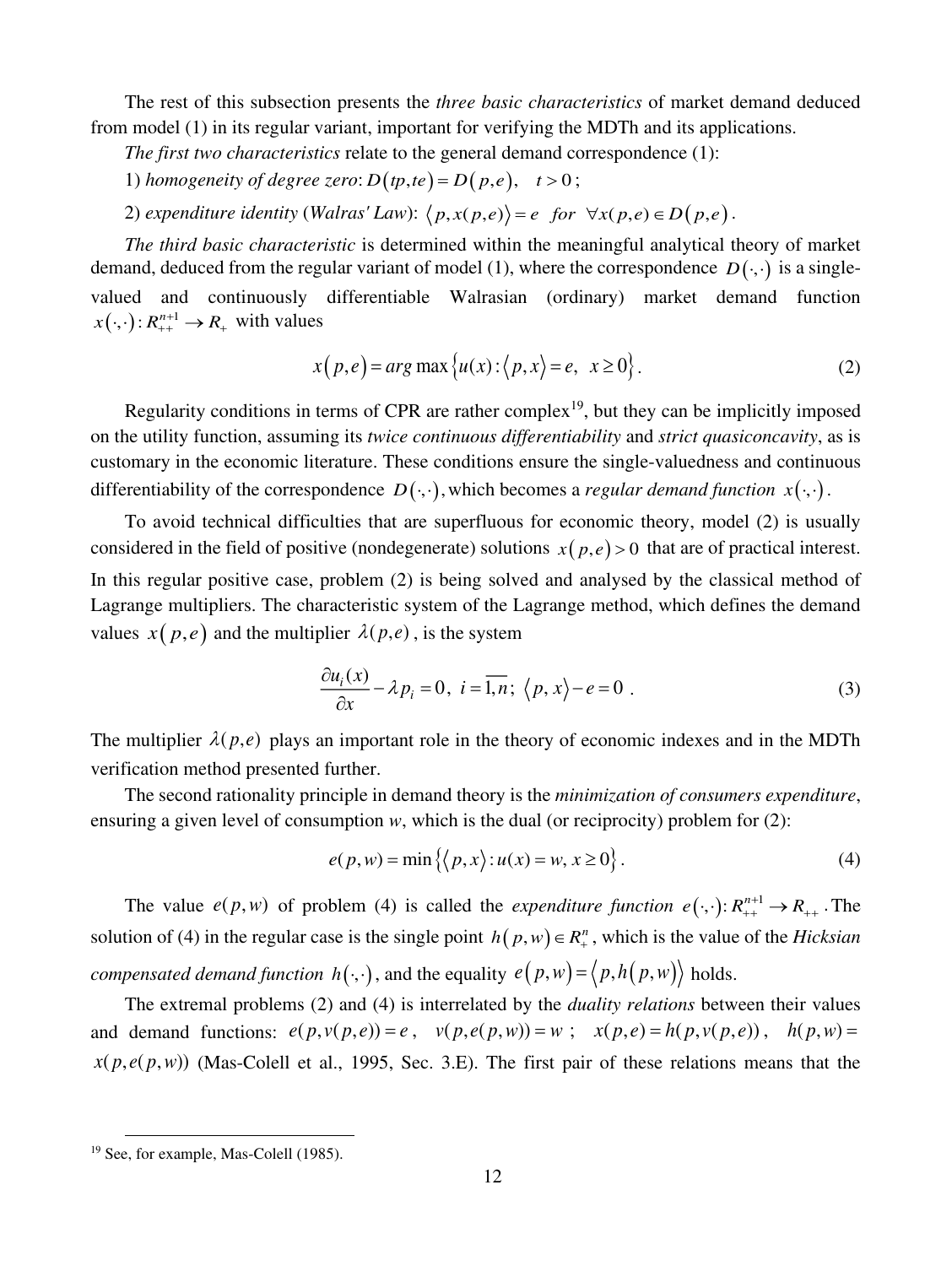The rest of this subsection presents the *three basic characteristics* of market demand deduced from model (1) in its regular variant, important for verifying the MDTh and its applications.

*The first two characteristics* relate to the general demand correspondence (1):

1) *homogeneity of degree zero*: $D(tp,te) = D(p,e), \quad t > 0$;

2) *expenditure identity* (*Walras' Law*): $\langle p, x(p,e) \rangle = e \quad for \quad \forall x(p,e) \in D(p,e)$.

*The third basic characteristic* is determined within the meaningful analytical theory of market demand, deduced from the regular variant of model (1), where the correspondence $D(\cdot,\cdot)$ is a single-valued and continuously differentiable Walrasian (ordinary) market demand function $x(\cdot,\cdot): R_{++}^{n+1} \to R_{+}$ with values

$$x(p,e) = arg\max\left\{u(x) : \langle p, x \rangle = e, \;\; x \geq 0\right\}. \tag{2}$$

Regularity conditions in terms of CPR are rather complex[19], but they can be implicitly imposed on the utility function, assuming its *twice continuous differentiability* and *strict quasiconcavity*, as is customary in the economic literature. These conditions ensure the single-valuedness and continuous differentiability of the correspondence $D(\cdot,\cdot)$, which becomes a *regular demand function* $x(\cdot,\cdot)$.

To avoid technical difficulties that are superfluous for economic theory, model (2) is usually considered in the field of positive (nondegenerate) solutions $x(p,e) > 0$ that are of practical interest. In this regular positive case, problem (2) is being solved and analysed by the classical method of Lagrange multipliers. The characteristic system of the Lagrange method, which defines the demand values $x(p,e)$ and the multiplier $\lambda(p,e)$, is the system

$$\frac{\partial u_i(x)}{\partial x} - \lambda p_i = 0, \; i = \overline{1,n}; \; \langle p, x \rangle - e = 0 \; . \tag{3}$$

The multiplier $\lambda(p,e)$ plays an important role in the theory of economic indexes and in the MDTh verification method presented further.

The second rationality principle in demand theory is the *minimization of consumers expenditure*, ensuring a given level of consumption *w*, which is the dual (or reciprocity) problem for (2):

$$e(p,w) = \min\left\{\langle p, x \rangle : u(x) = w, \, x \geq 0\right\}. \tag{4}$$

The value $e(p,w)$ of problem (4) is called the *expenditure function* $e(\cdot,\cdot): R_{++}^{n+1} \to R_{++}$. The solution of (4) in the regular case is the single point $h(p,w) \in R_{+}^{n}$, which is the value of the *Hicksian compensated demand function* $h(\cdot,\cdot)$, and the equality $e(p,w) = \langle p, h(p,w) \rangle$ holds.

The extremal problems (2) and (4) is interrelated by the *duality relations* between their values and demand functions: $e(p,v(p,e)) = e$, $\;v(p,e(p,w)) = w$; $\;x(p,e) = h(p,v(p,e))$, $\;h(p,w) = x(p,e(p,w))$ (Mas-Colell et al., 1995, Sec. 3.E). The first pair of these relations means that the

---

[19] See, for example, Mas-Colell (1985).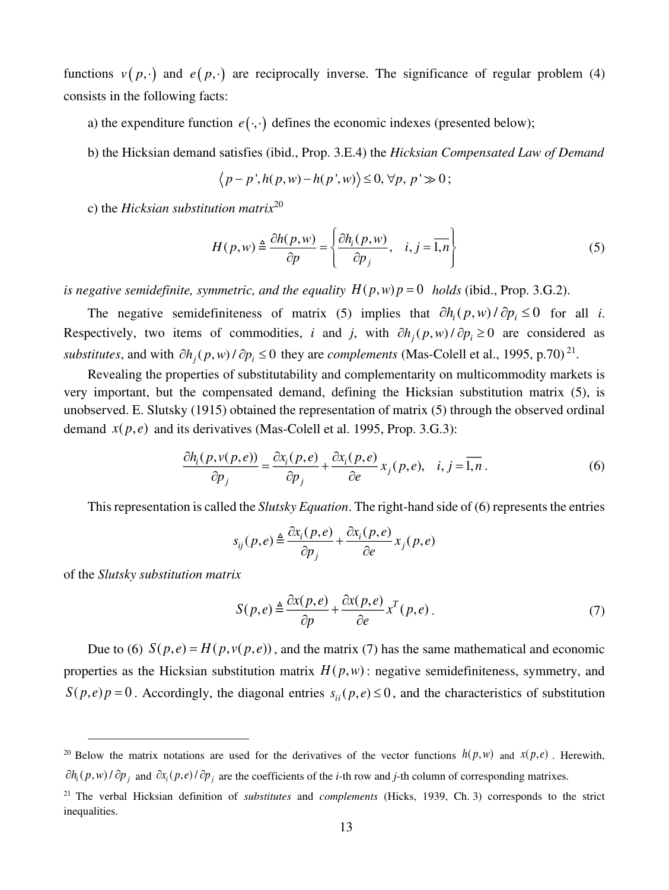functions $v(p,\cdot)$ and $e(p,\cdot)$ are reciprocally inverse. The significance of regular problem (4) consists in the following facts:

a) the expenditure function $e(\cdot,\cdot)$ defines the economic indexes (presented below);

b) the Hicksian demand satisfies (ibid., Prop. 3.E.4) the *Hicksian Compensated Law of Demand*

$$\langle p-p', h(p,w)-h(p',w)\rangle \le 0, \forall p,\ p' \gg 0;$$

c) the *Hicksian substitution matrix*[20]

$$H(p,w) \triangleq \frac{\partial h(p,w)}{\partial p} = \left\{ \frac{\partial h_i(p,w)}{\partial p_j}, \quad i,j=\overline{1,n} \right\} \tag{5}$$

*is negative semidefinite, symmetric, and the equality* $H(p,w)p=0$ *holds* (ibid., Prop. 3.G.2).

The negative semidefiniteness of matrix (5) implies that $\partial h_i(p,w)/\partial p_i \le 0$ for all $i$. Respectively, two items of commodities, $i$ and $j$, with $\partial h_j(p,w)/\partial p_i \ge 0$ are considered as *substitutes*, and with $\partial h_j(p,w)/\partial p_i \le 0$ they are *complements* (Mas-Colell et al., 1995, p.70)[21].

Revealing the properties of substitutability and complementarity on multicommodity markets is very important, but the compensated demand, defining the Hicksian substitution matrix (5), is unobserved. E. Slutsky (1915) obtained the representation of matrix (5) through the observed ordinal demand $x(p,e)$ and its derivatives (Mas-Colell et al. 1995, Prop. 3.G.3):

$$\frac{\partial h_i(p,v(p,e))}{\partial p_j} = \frac{\partial x_i(p,e)}{\partial p_j} + \frac{\partial x_i(p,e)}{\partial e} x_j(p,e), \quad i,j=\overline{1,n}. \tag{6}$$

This representation is called the *Slutsky Equation*. The right-hand side of (6) represents the entries

$$s_{ij}(p,e) \triangleq \frac{\partial x_i(p,e)}{\partial p_j} + \frac{\partial x_i(p,e)}{\partial e} x_j(p,e)$$

of the *Slutsky substitution matrix*

$$S(p,e) \triangleq \frac{\partial x(p,e)}{\partial p} + \frac{\partial x(p,e)}{\partial e} x^T(p,e). \tag{7}$$

Due to (6) $S(p,e)=H(p,v(p,e))$, and the matrix (7) has the same mathematical and economic properties as the Hicksian substitution matrix $H(p,w)$: negative semidefiniteness, symmetry, and $S(p,e)p=0$. Accordingly, the diagonal entries $s_{ii}(p,e) \le 0$, and the characteristics of substitution

---

[20] Below the matrix notations are used for the derivatives of the vector functions $h(p,w)$ and $x(p,e)$. Herewith, $\partial h_i(p,w)/\partial p_j$ and $\partial x_i(p,e)/\partial p_j$ are the coefficients of the *i*-th row and *j*-th column of corresponding matrixes.

[21] The verbal Hicksian definition of *substitutes* and *complements* (Hicks, 1939, Ch. 3) corresponds to the strict inequalities.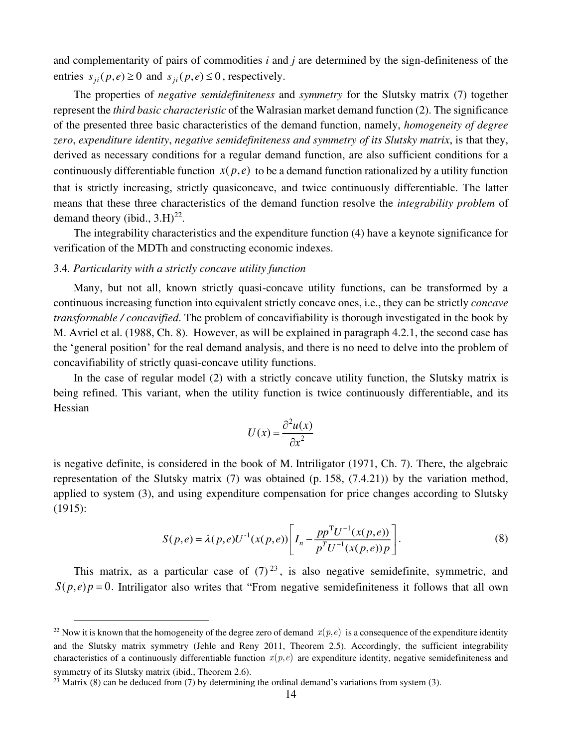and complementarity of pairs of commodities *i* and *j* are determined by the sign-definiteness of the entries $s_{ji}(p,e) \geq 0$ and $s_{ji}(p,e) \leq 0$, respectively.

The properties of *negative semidefiniteness* and *symmetry* for the Slutsky matrix (7) together represent the *third basic characteristic* of the Walrasian market demand function (2). The significance of the presented three basic characteristics of the demand function, namely, *homogeneity of degree zero*, *expenditure identity*, *negative semidefiniteness and symmetry of its Slutsky matrix*, is that they, derived as necessary conditions for a regular demand function, are also sufficient conditions for a continuously differentiable function $x(p,e)$ to be a demand function rationalized by a utility function that is strictly increasing, strictly quasiconcave, and twice continuously differentiable. The latter means that these three characteristics of the demand function resolve the *integrability problem* of demand theory (ibid., 3.H)[22].

The integrability characteristics and the expenditure function (4) have a keynote significance for verification of the MDTh and constructing economic indexes.

### 3.4. *Particularity with a strictly concave utility function*

Many, but not all, known strictly quasi-concave utility functions, can be transformed by a continuous increasing function into equivalent strictly concave ones, i.e., they can be strictly *concave transformable / concavified*. The problem of concavifiability is thorough investigated in the book by M. Avriel et al. (1988, Ch. 8). However, as will be explained in paragraph 4.2.1, the second case has the 'general position' for the real demand analysis, and there is no need to delve into the problem of concavifiability of strictly quasi-concave utility functions.

In the case of regular model (2) with a strictly concave utility function, the Slutsky matrix is being refined. This variant, when the utility function is twice continuously differentiable, and its Hessian

$$U(x) = \frac{\partial^2 u(x)}{\partial x^2}$$

is negative definite, is considered in the book of M. Intriligator (1971, Ch. 7). There, the algebraic representation of the Slutsky matrix (7) was obtained (p. 158, (7.4.21)) by the variation method, applied to system (3), and using expenditure compensation for price changes according to Slutsky (1915):

$$S(p,e) = \lambda(p,e)U^{-1}(x(p,e))\left[I_n - \frac{pp^{\mathrm{T}}U^{-1}(x(p,e))}{p^T U^{-1}(x(p,e))p}\right]. \tag{8}$$

This matrix, as a particular case of (7)[23], is also negative semidefinite, symmetric, and $S(p,e)p = 0$. Intriligator also writes that "From negative semidefiniteness it follows that all own

---

[22] Now it is known that the homogeneity of the degree zero of demand $x(p,e)$ is a consequence of the expenditure identity and the Slutsky matrix symmetry (Jehle and Reny 2011, Theorem 2.5). Accordingly, the sufficient integrability characteristics of a continuously differentiable function $x(p,e)$ are expenditure identity, negative semidefiniteness and symmetry of its Slutsky matrix (ibid., Theorem 2.6).

[23] Matrix (8) can be deduced from (7) by determining the ordinal demand's variations from system (3).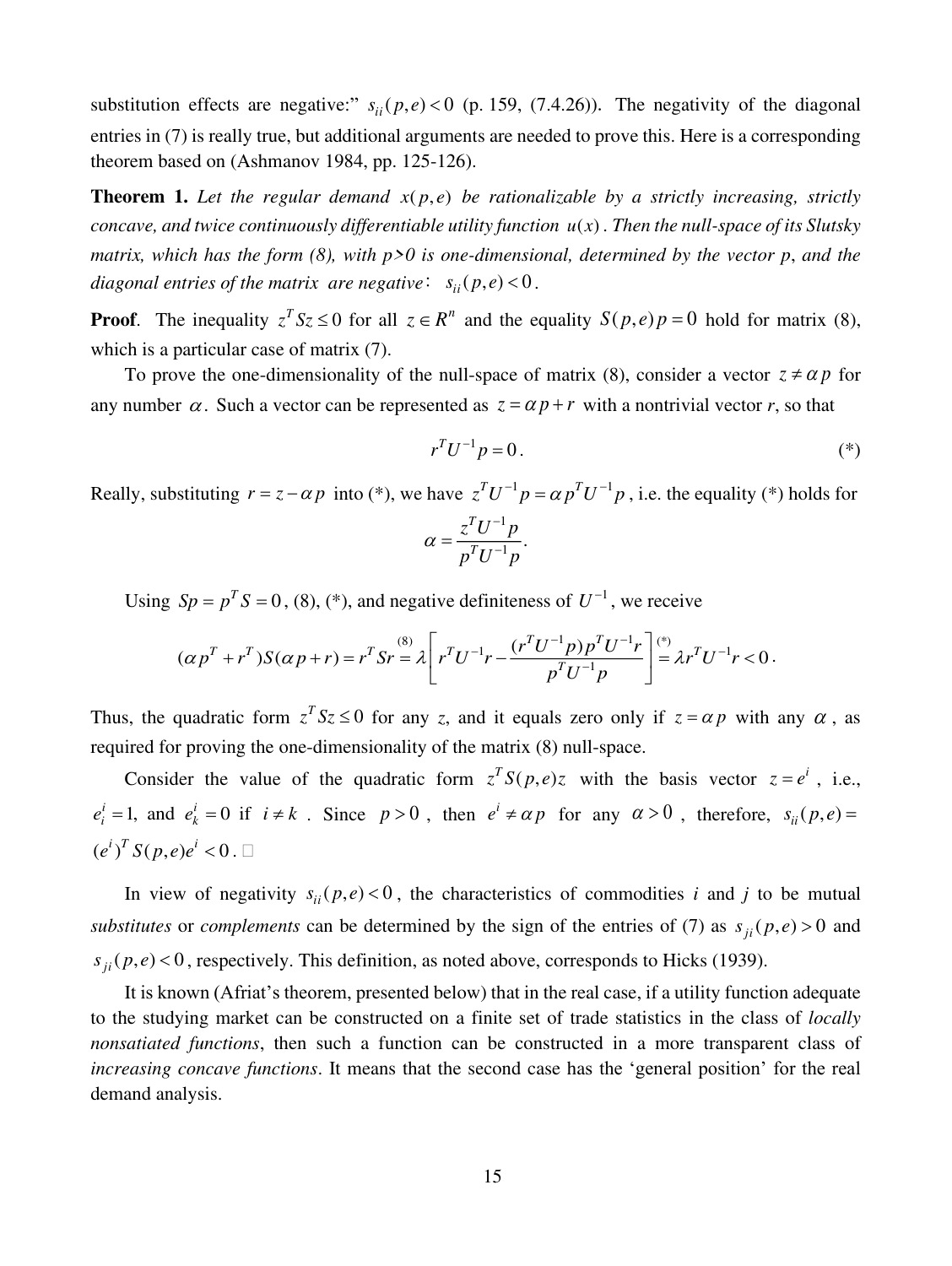substitution effects are negative:" $s_{ii}(p,e) < 0$ (p. 159, (7.4.26)). The negativity of the diagonal entries in (7) is really true, but additional arguments are needed to prove this. Here is a corresponding theorem based on (Ashmanov 1984, pp. 125-126).

**Theorem 1.** *Let the regular demand $x(p,e)$ be rationalizable by a strictly increasing, strictly concave, and twice continuously differentiable utility function $u(x)$. Then the null-space of its Slutsky matrix, which has the form (8), with p>0 is one-dimensional, determined by the vector p, and the diagonal entries of the matrix are negative: $s_{ii}(p,e) < 0$.*

**Proof**. The inequality $z^T Sz \le 0$ for all $z \in R^n$ and the equality $S(p,e)p = 0$ hold for matrix (8), which is a particular case of matrix (7).

To prove the one-dimensionality of the null-space of matrix (8), consider a vector $z \ne \alpha p$ for any number $\alpha$. Such a vector can be represented as $z = \alpha p + r$ with a nontrivial vector r, so that

$$r^T U^{-1} p = 0. \tag{*}$$

Really, substituting $r = z - \alpha p$ into (*), we have $z^T U^{-1} p = \alpha p^T U^{-1} p$, i.e. the equality (*) holds for

$$\alpha = \frac{z^T U^{-1} p}{p^T U^{-1} p}.$$

Using $Sp = p^T S = 0$, (8), (*), and negative definiteness of $U^{-1}$, we receive

$$(\alpha p^T + r^T)S(\alpha p + r) = r^T Sr \overset{(8)}{=} \lambda \left[ r^T U^{-1} r - \frac{(r^T U^{-1} p) p^T U^{-1} r}{p^T U^{-1} p} \right] \overset{(*)}{=} \lambda r^T U^{-1} r < 0.$$

Thus, the quadratic form $z^T Sz \le 0$ for any z, and it equals zero only if $z = \alpha p$ with any $\alpha$, as required for proving the one-dimensionality of the matrix (8) null-space.

Consider the value of the quadratic form $z^T S(p,e)z$ with the basis vector $z = e^i$, i.e., $e^i_i = 1$, and $e^i_k = 0$ if $i \ne k$. Since $p > 0$, then $e^i \ne \alpha p$ for any $\alpha > 0$, therefore, $s_{ii}(p,e) = (e^i)^T S(p,e)e^i < 0$. □

In view of negativity $s_{ii}(p,e) < 0$, the characteristics of commodities i and j to be mutual *substitutes* or *complements* can be determined by the sign of the entries of (7) as $s_{ji}(p,e) > 0$ and $s_{ji}(p,e) < 0$, respectively. This definition, as noted above, corresponds to Hicks (1939).

It is known (Afriat's theorem, presented below) that in the real case, if a utility function adequate to the studying market can be constructed on a finite set of trade statistics in the class of *locally nonsatiated functions*, then such a function can be constructed in a more transparent class of *increasing concave functions*. It means that the second case has the 'general position' for the real demand analysis.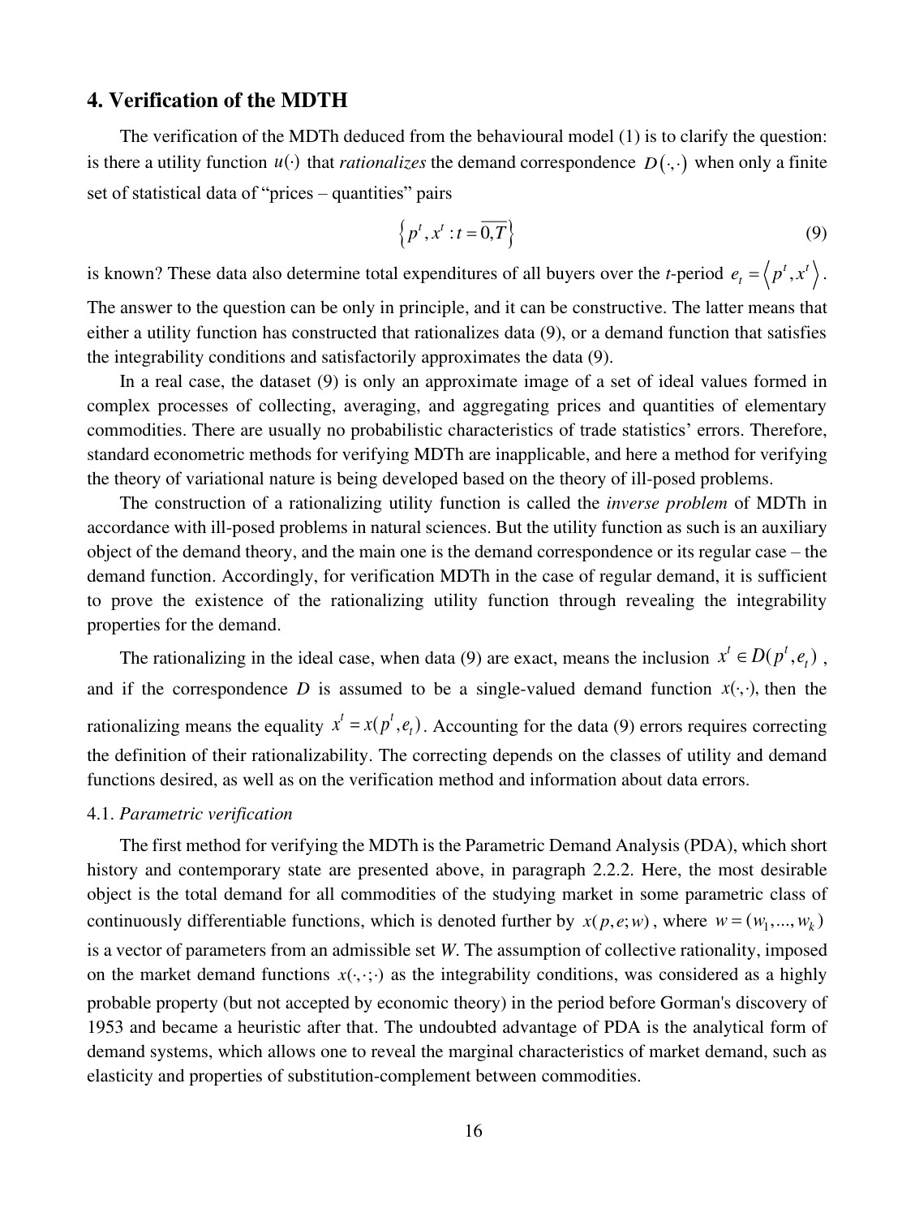## 4. Verification of the MDTH

The verification of the MDTh deduced from the behavioural model (1) is to clarify the question: is there a utility function $u(\cdot)$ that *rationalizes* the demand correspondence $D(\cdot,\cdot)$ when only a finite set of statistical data of "prices – quantities" pairs

$$\left\{ p^t, x^t : t = \overline{0,T} \right\} \tag{9}$$

is known? These data also determine total expenditures of all buyers over the *t*-period $e_t = \left\langle p^t, x^t \right\rangle$. The answer to the question can be only in principle, and it can be constructive. The latter means that either a utility function has constructed that rationalizes data (9), or a demand function that satisfies the integrability conditions and satisfactorily approximates the data (9).

In a real case, the dataset (9) is only an approximate image of a set of ideal values formed in complex processes of collecting, averaging, and aggregating prices and quantities of elementary commodities. There are usually no probabilistic characteristics of trade statistics' errors. Therefore, standard econometric methods for verifying MDTh are inapplicable, and here a method for verifying the theory of variational nature is being developed based on the theory of ill-posed problems.

The construction of a rationalizing utility function is called the *inverse problem* of MDTh in accordance with ill-posed problems in natural sciences. But the utility function as such is an auxiliary object of the demand theory, and the main one is the demand correspondence or its regular case – the demand function. Accordingly, for verification MDTh in the case of regular demand, it is sufficient to prove the existence of the rationalizing utility function through revealing the integrability properties for the demand.

The rationalizing in the ideal case, when data (9) are exact, means the inclusion $x^t \in D(p^t, e_t)$, and if the correspondence *D* is assumed to be a single-valued demand function $x(\cdot,\cdot)$, then the rationalizing means the equality $x^t = x(p^t, e_t)$. Accounting for the data (9) errors requires correcting the definition of their rationalizability. The correcting depends on the classes of utility and demand functions desired, as well as on the verification method and information about data errors.

### 4.1. *Parametric verification*

The first method for verifying the MDTh is the Parametric Demand Analysis (PDA), which short history and contemporary state are presented above, in paragraph 2.2.2. Here, the most desirable object is the total demand for all commodities of the studying market in some parametric class of continuously differentiable functions, which is denoted further by $x(p, e; w)$, where $w = (w_1, ..., w_k)$ is a vector of parameters from an admissible set *W*. The assumption of collective rationality, imposed on the market demand functions $x(\cdot,\cdot;\cdot)$ as the integrability conditions, was considered as a highly probable property (but not accepted by economic theory) in the period before Gorman's discovery of 1953 and became a heuristic after that. The undoubted advantage of PDA is the analytical form of demand systems, which allows one to reveal the marginal characteristics of market demand, such as elasticity and properties of substitution-complement between commodities.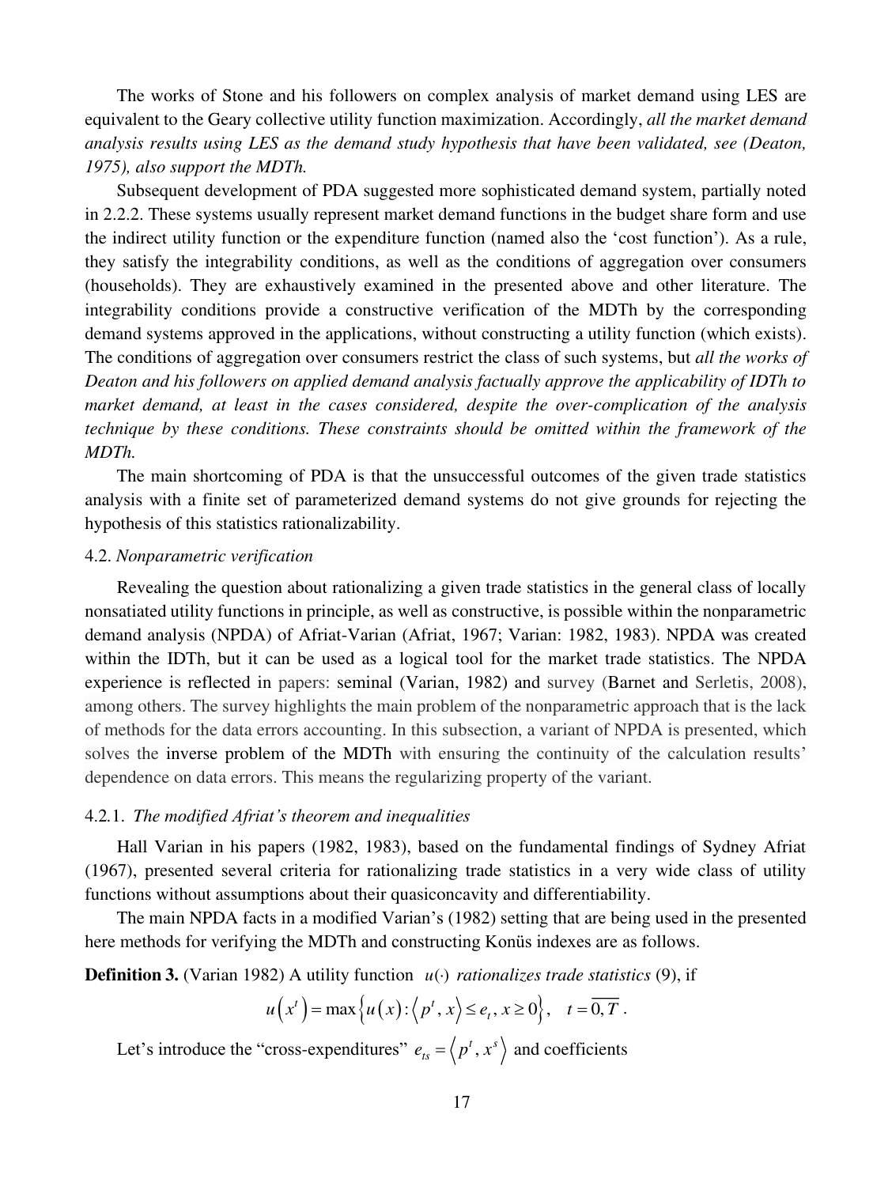The works of Stone and his followers on complex analysis of market demand using LES are equivalent to the Geary collective utility function maximization. Accordingly, *all the market demand analysis results using LES as the demand study hypothesis that have been validated, see (Deaton, 1975), also support the MDTh.*

Subsequent development of PDA suggested more sophisticated demand system, partially noted in 2.2.2. These systems usually represent market demand functions in the budget share form and use the indirect utility function or the expenditure function (named also the 'cost function'). As a rule, they satisfy the integrability conditions, as well as the conditions of aggregation over consumers (households). They are exhaustively examined in the presented above and other literature. The integrability conditions provide a constructive verification of the MDTh by the corresponding demand systems approved in the applications, without constructing a utility function (which exists). The conditions of aggregation over consumers restrict the class of such systems, but *all the works of Deaton and his followers on applied demand analysis factually approve the applicability of IDTh to market demand, at least in the cases considered, despite the over-complication of the analysis technique by these conditions. These constraints should be omitted within the framework of the MDTh.*

The main shortcoming of PDA is that the unsuccessful outcomes of the given trade statistics analysis with a finite set of parameterized demand systems do not give grounds for rejecting the hypothesis of this statistics rationalizability.

### 4.2. *Nonparametric verification*

Revealing the question about rationalizing a given trade statistics in the general class of locally nonsatiated utility functions in principle, as well as constructive, is possible within the nonparametric demand analysis (NPDA) of Afriat-Varian (Afriat, 1967; Varian: 1982, 1983). NPDA was created within the IDTh, but it can be used as a logical tool for the market trade statistics. The NPDA experience is reflected in papers: seminal (Varian, 1982) and survey (Barnet and Serletis, 2008), among others. The survey highlights the main problem of the nonparametric approach that is the lack of methods for the data errors accounting. In this subsection, a variant of NPDA is presented, which solves the inverse problem of the MDTh with ensuring the continuity of the calculation results' dependence on data errors. This means the regularizing property of the variant.

#### 4.2.1. *The modified Afriat's theorem and inequalities*

Hall Varian in his papers (1982, 1983), based on the fundamental findings of Sydney Afriat (1967), presented several criteria for rationalizing trade statistics in a very wide class of utility functions without assumptions about their quasiconcavity and differentiability.

The main NPDA facts in a modified Varian's (1982) setting that are being used in the presented here methods for verifying the MDTh and constructing Konüs indexes are as follows.

**Definition 3.** (Varian 1982) A utility function $u(\cdot)$ *rationalizes trade statistics* (9), if

$$u\left(x^t\right) = \max\left\{u\left(x\right) : \left\langle p^t, x\right\rangle \le e_t,\, x \ge 0\right\}, \quad t = \overline{0,T}\ .$$

Let's introduce the "cross-expenditures" $e_{ts} = \left\langle p^t, x^s\right\rangle$ and coefficients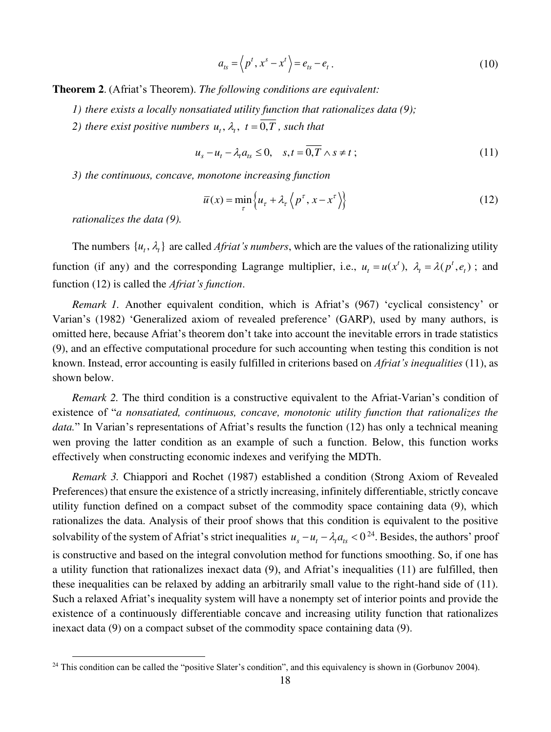$$a_{ts} = \left\langle p^t, x^s - x^t \right\rangle = e_{ts} - e_t \,. \tag{10}$$

**Theorem 2**. (Afriat's Theorem). *The following conditions are equivalent:*

*1) there exists a locally nonsatiated utility function that rationalizes data (9);*

*2) there exist positive numbers* $u_t, \lambda_t, \; t = \overline{0,T}$ *, such that*

$$u_s - u_t - \lambda_t a_{ts} \leq 0, \quad s,t = \overline{0,T} \wedge s \neq t \,; \tag{11}$$

*3) the continuous, concave, monotone increasing function*

$$\overline{u}(x) = \min_{\tau} \left\{ u_\tau + \lambda_\tau \left\langle p^\tau, x - x^\tau \right\rangle \right\} \tag{12}$$

*rationalizes the data (9).*

The numbers $\{u_t, \lambda_t\}$ are called *Afriat's numbers*, which are the values of the rationalizing utility function (if any) and the corresponding Lagrange multiplier, i.e., $u_t = u(x^t), \; \lambda_t = \lambda(p^t, e_t)$ ; and function (12) is called the *Afriat's function*.

*Remark 1.* Another equivalent condition, which is Afriat's (967) 'cyclical consistency' or Varian's (1982) 'Generalized axiom of revealed preference' (GARP), used by many authors, is omitted here, because Afriat's theorem don't take into account the inevitable errors in trade statistics (9), and an effective computational procedure for such accounting when testing this condition is not known. Instead, error accounting is easily fulfilled in criterions based on *Afriat's inequalities* (11), as shown below.

*Remark 2.* The third condition is a constructive equivalent to the Afriat-Varian's condition of existence of "*a nonsatiated, continuous, concave, monotonic utility function that rationalizes the data.*" In Varian's representations of Afriat's results the function (12) has only a technical meaning wen proving the latter condition as an example of such a function. Below, this function works effectively when constructing economic indexes and verifying the MDTh.

*Remark 3.* Chiappori and Rochet (1987) established a condition (Strong Axiom of Revealed Preferences) that ensure the existence of a strictly increasing, infinitely differentiable, strictly concave utility function defined on a compact subset of the commodity space containing data (9), which rationalizes the data. Analysis of their proof shows that this condition is equivalent to the positive solvability of the system of Afriat's strict inequalities $u_s - u_t - \lambda_t a_{ts} < 0$ [24]. Besides, the authors' proof is constructive and based on the integral convolution method for functions smoothing. So, if one has a utility function that rationalizes inexact data (9), and Afriat's inequalities (11) are fulfilled, then these inequalities can be relaxed by adding an arbitrarily small value to the right-hand side of (11). Such a relaxed Afriat's inequality system will have a nonempty set of interior points and provide the existence of a continuously differentiable concave and increasing utility function that rationalizes inexact data (9) on a compact subset of the commodity space containing data (9).

[24] This condition can be called the "positive Slater's condition", and this equivalency is shown in (Gorbunov 2004).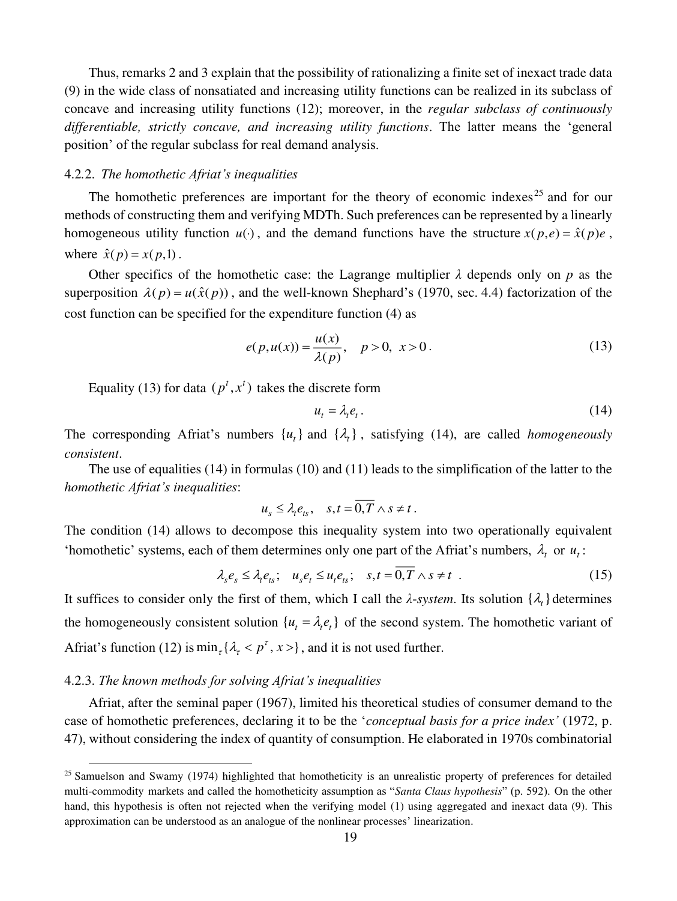Thus, remarks 2 and 3 explain that the possibility of rationalizing a finite set of inexact trade data (9) in the wide class of nonsatiated and increasing utility functions can be realized in its subclass of concave and increasing utility functions (12); moreover, in the *regular subclass of continuously differentiable, strictly concave, and increasing utility functions*. The latter means the 'general position' of the regular subclass for real demand analysis.

### 4.2.2. *The homothetic Afriat's inequalities*

The homothetic preferences are important for the theory of economic indexes[25] and for our methods of constructing them and verifying MDTh. Such preferences can be represented by a linearly homogeneous utility function $u(\cdot)$, and the demand functions have the structure $x(p,e) = \hat{x}(p)e$, where $\hat{x}(p) = x(p,1)$.

Other specifics of the homothetic case: the Lagrange multiplier $\lambda$ depends only on $p$ as the superposition $\lambda(p) = u(\hat{x}(p))$, and the well-known Shephard's (1970, sec. 4.4) factorization of the cost function can be specified for the expenditure function (4) as

$$e(p,u(x)) = \frac{u(x)}{\lambda(p)}, \quad p > 0, \; x > 0. \tag{13}$$

Equality (13) for data $(p^t, x^t)$ takes the discrete form

$$u_t = \lambda_t e_t. \tag{14}$$

The corresponding Afriat's numbers $\{u_t\}$ and $\{\lambda_t\}$, satisfying (14), are called *homogeneously consistent*.

The use of equalities (14) in formulas (10) and (11) leads to the simplification of the latter to the *homothetic Afriat's inequalities*:

$$u_s \le \lambda_t e_{ts}, \quad s,t = \overline{0,T} \wedge s \ne t.$$

The condition (14) allows to decompose this inequality system into two operationally equivalent 'homothetic' systems, each of them determines only one part of the Afriat's numbers, $\lambda_t$ or $u_t$:

$$\lambda_s e_s \le \lambda_t e_{ts}; \quad u_s e_t \le u_t e_{ts}; \quad s,t = \overline{0,T} \wedge s \ne t \;. \tag{15}$$

It suffices to consider only the first of them, which I call the *λ-system*. Its solution $\{\lambda_t\}$ determines the homogeneously consistent solution $\{u_t = \lambda_t e_t\}$ of the second system. The homothetic variant of Afriat's function (12) is $\min_\tau \{\lambda_\tau < p^\tau, x >\}$, and it is not used further.

### 4.2.3. *The known methods for solving Afriat's inequalities*

Afriat, after the seminal paper (1967), limited his theoretical studies of consumer demand to the case of homothetic preferences, declaring it to be the '*conceptual basis for a price index'* (1972, p. 47), without considering the index of quantity of consumption. He elaborated in 1970s combinatorial

[25] Samuelson and Swamy (1974) highlighted that homotheticity is an unrealistic property of preferences for detailed multi-commodity markets and called the homotheticity assumption as "*Santa Claus hypothesis*" (p. 592). On the other hand, this hypothesis is often not rejected when the verifying model (1) using aggregated and inexact data (9). This approximation can be understood as an analogue of the nonlinear processes' linearization.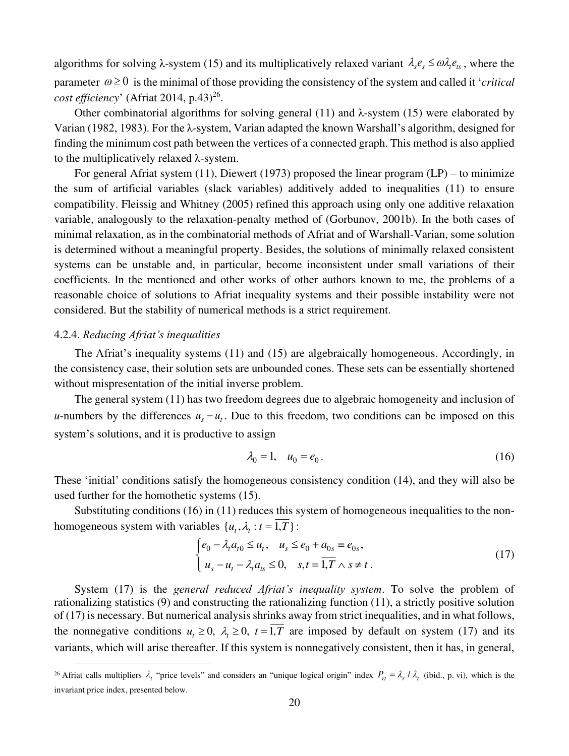algorithms for solving λ-system (15) and its multiplicatively relaxed variant $\lambda_s e_s \le \omega \lambda_t e_{ts}$, where the parameter $\omega \ge 0$ is the minimal of those providing the consistency of the system and called it '*critical cost efficiency*' (Afriat 2014, p.43)[26].

Other combinatorial algorithms for solving general (11) and λ-system (15) were elaborated by Varian (1982, 1983). For the λ-system, Varian adapted the known Warshall's algorithm, designed for finding the minimum cost path between the vertices of a connected graph. This method is also applied to the multiplicatively relaxed λ-system.

For general Afriat system (11), Diewert (1973) proposed the linear program (LP) – to minimize the sum of artificial variables (slack variables) additively added to inequalities (11) to ensure compatibility. Fleissig and Whitney (2005) refined this approach using only one additive relaxation variable, analogously to the relaxation-penalty method of (Gorbunov, 2001b). In the both cases of minimal relaxation, as in the combinatorial methods of Afriat and of Warshall-Varian, some solution is determined without a meaningful property. Besides, the solutions of minimally relaxed consistent systems can be unstable and, in particular, become inconsistent under small variations of their coefficients. In the mentioned and other works of other authors known to me, the problems of a reasonable choice of solutions to Afriat inequality systems and their possible instability were not considered. But the stability of numerical methods is a strict requirement.

4.2.4. *Reducing Afriat's inequalities*

The Afriat's inequality systems (11) and (15) are algebraically homogeneous. Accordingly, in the consistency case, their solution sets are unbounded cones. These sets can be essentially shortened without mispresentation of the initial inverse problem.

The general system (11) has two freedom degrees due to algebraic homogeneity and inclusion of *u*-numbers by the differences $u_s - u_t$. Due to this freedom, two conditions can be imposed on this system's solutions, and it is productive to assign

$$\lambda_0 = 1, \quad u_0 = e_0 . \tag{16}$$

These 'initial' conditions satisfy the homogeneous consistency condition (14), and they will also be used further for the homothetic systems (15).

Substituting conditions (16) in (11) reduces this system of homogeneous inequalities to the non-homogeneous system with variables $\{u_t, \lambda_t : t = \overline{1,T}\}$:

$$\begin{cases} e_0 - \lambda_t a_{t0} \le u_t, \quad u_s \le e_0 + a_{0s} \equiv e_{0s}, \\ u_s - u_t - \lambda_t a_{ts} \le 0, \quad s,t = \overline{1,T} \wedge s \ne t . \end{cases} \tag{17}$$

System (17) is the *general reduced Afriat's inequality system*. To solve the problem of rationalizing statistics (9) and constructing the rationalizing function (11), a strictly positive solution of (17) is necessary. But numerical analysis shrinks away from strict inequalities, and in what follows, the nonnegative conditions $u_t \ge 0,\ \lambda_t \ge 0,\ t = \overline{1,T}$ are imposed by default on system (17) and its variants, which will arise thereafter. If this system is nonnegatively consistent, then it has, in general,

---

[26] Afriat calls multipliers $\lambda_t$ "price levels" and considers an "unique logical origin" index $P_{rt} = \lambda_r / \lambda_t$ (ibid., p. vi), which is the invariant price index, presented below.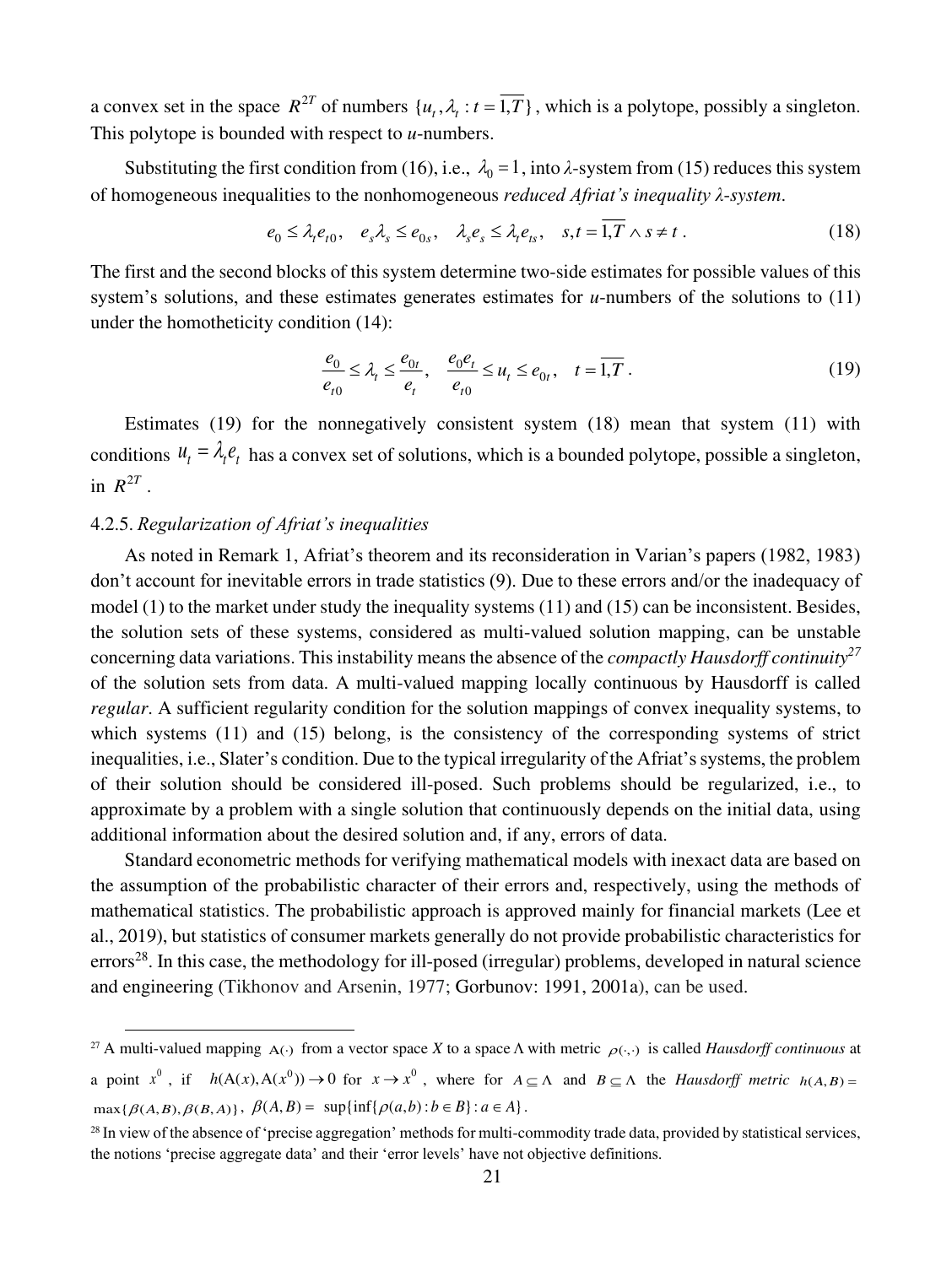a convex set in the space $R^{2T}$ of numbers $\{u_t, \lambda_t : t = \overline{1,T}\}$, which is a polytope, possibly a singleton. This polytope is bounded with respect to *u*-numbers.

Substituting the first condition from (16), i.e., $\lambda_0 = 1$, into *λ*-system from (15) reduces this system of homogeneous inequalities to the nonhomogeneous *reduced Afriat's inequality λ-system*.

$$e_0 \leq \lambda_t e_{t0}, \quad e_s \lambda_s \leq e_{0s}, \quad \lambda_s e_s \leq \lambda_t e_{ts}, \quad s,t = \overline{1,T} \wedge s \neq t \,. \tag{18}$$

The first and the second blocks of this system determine two-side estimates for possible values of this system's solutions, and these estimates generates estimates for *u*-numbers of the solutions to (11) under the homotheticity condition (14):

$$\frac{e_0}{e_{t0}} \leq \lambda_t \leq \frac{e_{0t}}{e_t}, \quad \frac{e_0 e_t}{e_{t0}} \leq u_t \leq e_{0t}, \quad t = \overline{1,T} \,. \tag{19}$$

Estimates (19) for the nonnegatively consistent system (18) mean that system (11) with conditions $u_t = \lambda_t e_t$ has a convex set of solutions, which is a bounded polytope, possible a singleton, in $R^{2T}$.

4.2.5. *Regularization of Afriat's inequalities*

As noted in Remark 1, Afriat's theorem and its reconsideration in Varian's papers (1982, 1983) don't account for inevitable errors in trade statistics (9). Due to these errors and/or the inadequacy of model (1) to the market under study the inequality systems (11) and (15) can be inconsistent. Besides, the solution sets of these systems, considered as multi-valued solution mapping, can be unstable concerning data variations. This instability means the absence of the *compactly Hausdorff continuity*[27] of the solution sets from data. A multi-valued mapping locally continuous by Hausdorff is called *regular*. A sufficient regularity condition for the solution mappings of convex inequality systems, to which systems (11) and (15) belong, is the consistency of the corresponding systems of strict inequalities, i.e., Slater's condition. Due to the typical irregularity of the Afriat's systems, the problem of their solution should be considered ill-posed. Such problems should be regularized, i.e., to approximate by a problem with a single solution that continuously depends on the initial data, using additional information about the desired solution and, if any, errors of data.

Standard econometric methods for verifying mathematical models with inexact data are based on the assumption of the probabilistic character of their errors and, respectively, using the methods of mathematical statistics. The probabilistic approach is approved mainly for financial markets (Lee et al., 2019), but statistics of consumer markets generally do not provide probabilistic characteristics for errors[28]. In this case, the methodology for ill-posed (irregular) problems, developed in natural science and engineering (Tikhonov and Arsenin, 1977; Gorbunov: 1991, 2001a), can be used.

---

[27] A multi-valued mapping $\mathrm{A}(\cdot)$ from a vector space *X* to a space $\Lambda$ with metric $\rho(\cdot,\cdot)$ is called *Hausdorff continuous* at a point $x^0$, if $h(\mathrm{A}(x), \mathrm{A}(x^0)) \to 0$ for $x \to x^0$, where for $A \subseteq \Lambda$ and $B \subseteq \Lambda$ the *Hausdorff metric* $h(A,B) = \max\{\beta(A,B), \beta(B,A)\}$, $\beta(A,B) = \sup\{\inf\{\rho(a,b) : b \in B\} : a \in A\}$.

[28] In view of the absence of 'precise aggregation' methods for multi-commodity trade data, provided by statistical services, the notions 'precise aggregate data' and their 'error levels' have not objective definitions.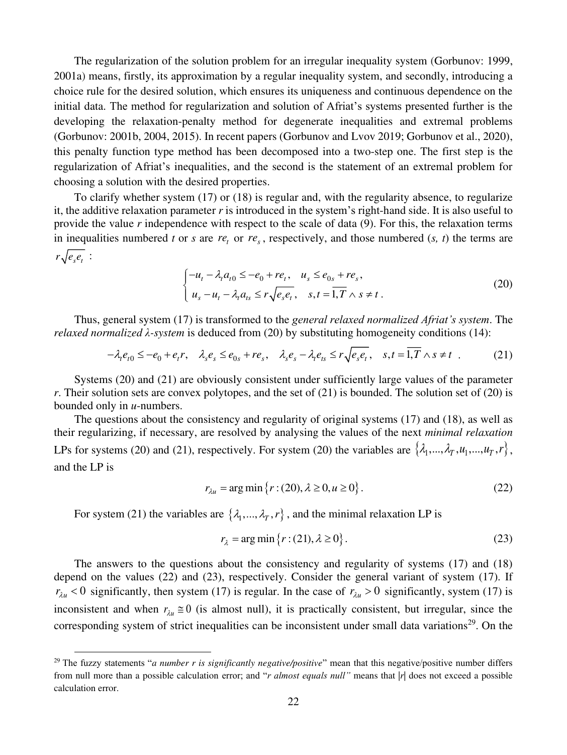The regularization of the solution problem for an irregular inequality system (Gorbunov: 1999, 2001a) means, firstly, its approximation by a regular inequality system, and secondly, introducing a choice rule for the desired solution, which ensures its uniqueness and continuous dependence on the initial data. The method for regularization and solution of Afriat's systems presented further is the developing the relaxation-penalty method for degenerate inequalities and extremal problems (Gorbunov: 2001b, 2004, 2015). In recent papers (Gorbunov and Lvov 2019; Gorbunov et al., 2020), this penalty function type method has been decomposed into a two-step one. The first step is the regularization of Afriat's inequalities, and the second is the statement of an extremal problem for choosing a solution with the desired properties.

To clarify whether system (17) or (18) is regular and, with the regularity absence, to regularize it, the additive relaxation parameter $r$ is introduced in the system's right-hand side. It is also useful to provide the value $r$ independence with respect to the scale of data (9). For this, the relaxation terms in inequalities numbered $t$ or $s$ are $re_t$ or $re_s$, respectively, and those numbered $(s, t)$ the terms are $r\sqrt{e_s e_t}$ :

$$
\begin{cases} -u_t - \lambda_t a_{t0} \le -e_0 + re_t, \quad u_s \le e_{0s} + re_s, \\ u_s - u_t - \lambda_t a_{ts} \le r\sqrt{e_s e_t}, \quad s,t = \overline{1,T} \wedge s \ne t\,. \end{cases} \tag{20}
$$

Thus, general system (17) is transformed to the *general relaxed normalized Afriat's system*. The *relaxed normalized λ-system* is deduced from (20) by substituting homogeneity conditions (14):

$$
-\lambda_t e_{t0} \le -e_0 + e_t r, \quad \lambda_s e_s \le e_{0s} + re_s, \quad \lambda_s e_s - \lambda_t e_{ts} \le r\sqrt{e_s e_t}, \quad s,t = \overline{1,T} \wedge s \ne t\ . \tag{21}
$$

Systems (20) and (21) are obviously consistent under sufficiently large values of the parameter $r$. Their solution sets are convex polytopes, and the set of (21) is bounded. The solution set of (20) is bounded only in $u$-numbers.

The questions about the consistency and regularity of original systems (17) and (18), as well as their regularizing, if necessary, are resolved by analysing the values of the next *minimal relaxation* LPs for systems (20) and (21), respectively. For system (20) the variables are $\{\lambda_1,...,\lambda_T,u_1,...,u_T,r\}$, and the LP is

$$
r_{\lambda u} = \arg\min\{r : (20), \lambda \ge 0, u \ge 0\}. \tag{22}
$$

For system (21) the variables are $\{\lambda_1,...,\lambda_T,r\}$, and the minimal relaxation LP is

$$
r_{\lambda} = \arg\min\{r : (21), \lambda \ge 0\}. \tag{23}
$$

The answers to the questions about the consistency and regularity of systems (17) and (18) depend on the values (22) and (23), respectively. Consider the general variant of system (17). If $r_{\lambda u} < 0$ significantly, then system (17) is regular. In the case of $r_{\lambda u} > 0$ significantly, system (17) is inconsistent and when $r_{\lambda u} \cong 0$ (is almost null), it is practically consistent, but irregular, since the corresponding system of strict inequalities can be inconsistent under small data variations[29]. On the

[29] The fuzzy statements "*a number r is significantly negative/positive*" mean that this negative/positive number differs from null more than a possible calculation error; and "*r almost equals null"* means that $|r|$ does not exceed a possible calculation error.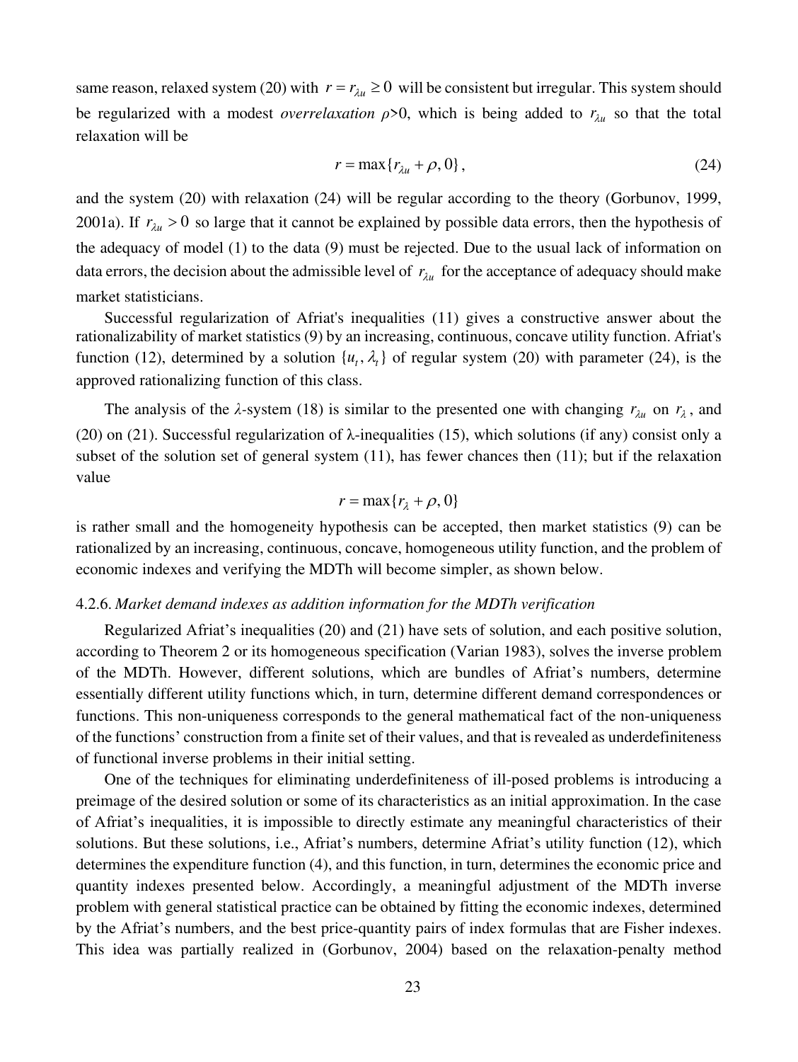same reason, relaxed system (20) with $r = r_{\lambda u} \geq 0$ will be consistent but irregular. This system should be regularized with a modest *overrelaxation* $\rho$>0, which is being added to $r_{\lambda u}$ so that the total relaxation will be

$$r = \max\{r_{\lambda u} + \rho, 0\}, \tag{24}$$

and the system (20) with relaxation (24) will be regular according to the theory (Gorbunov, 1999, 2001a). If $r_{\lambda u} > 0$ so large that it cannot be explained by possible data errors, then the hypothesis of the adequacy of model (1) to the data (9) must be rejected. Due to the usual lack of information on data errors, the decision about the admissible level of $r_{\lambda u}$ for the acceptance of adequacy should make market statisticians.

Successful regularization of Afriat's inequalities (11) gives a constructive answer about the rationalizability of market statistics (9) by an increasing, continuous, concave utility function. Afriat's function (12), determined by a solution $\{u_t, \lambda_t\}$ of regular system (20) with parameter (24), is the approved rationalizing function of this class.

The analysis of the $\lambda$-system (18) is similar to the presented one with changing $r_{\lambda u}$ on $r_{\lambda}$, and (20) on (21). Successful regularization of λ-inequalities (15), which solutions (if any) consist only a subset of the solution set of general system (11), has fewer chances then (11); but if the relaxation value

$$r = \max\{r_{\lambda} + \rho, 0\}$$

is rather small and the homogeneity hypothesis can be accepted, then market statistics (9) can be rationalized by an increasing, continuous, concave, homogeneous utility function, and the problem of economic indexes and verifying the MDTh will become simpler, as shown below.

4.2.6. *Market demand indexes as addition information for the MDTh verification*

Regularized Afriat's inequalities (20) and (21) have sets of solution, and each positive solution, according to Theorem 2 or its homogeneous specification (Varian 1983), solves the inverse problem of the MDTh. However, different solutions, which are bundles of Afriat's numbers, determine essentially different utility functions which, in turn, determine different demand correspondences or functions. This non-uniqueness corresponds to the general mathematical fact of the non-uniqueness of the functions' construction from a finite set of their values, and that is revealed as underdefiniteness of functional inverse problems in their initial setting.

One of the techniques for eliminating underdefiniteness of ill-posed problems is introducing a preimage of the desired solution or some of its characteristics as an initial approximation. In the case of Afriat's inequalities, it is impossible to directly estimate any meaningful characteristics of their solutions. But these solutions, i.e., Afriat's numbers, determine Afriat's utility function (12), which determines the expenditure function (4), and this function, in turn, determines the economic price and quantity indexes presented below. Accordingly, a meaningful adjustment of the MDTh inverse problem with general statistical practice can be obtained by fitting the economic indexes, determined by the Afriat's numbers, and the best price-quantity pairs of index formulas that are Fisher indexes. This idea was partially realized in (Gorbunov, 2004) based on the relaxation-penalty method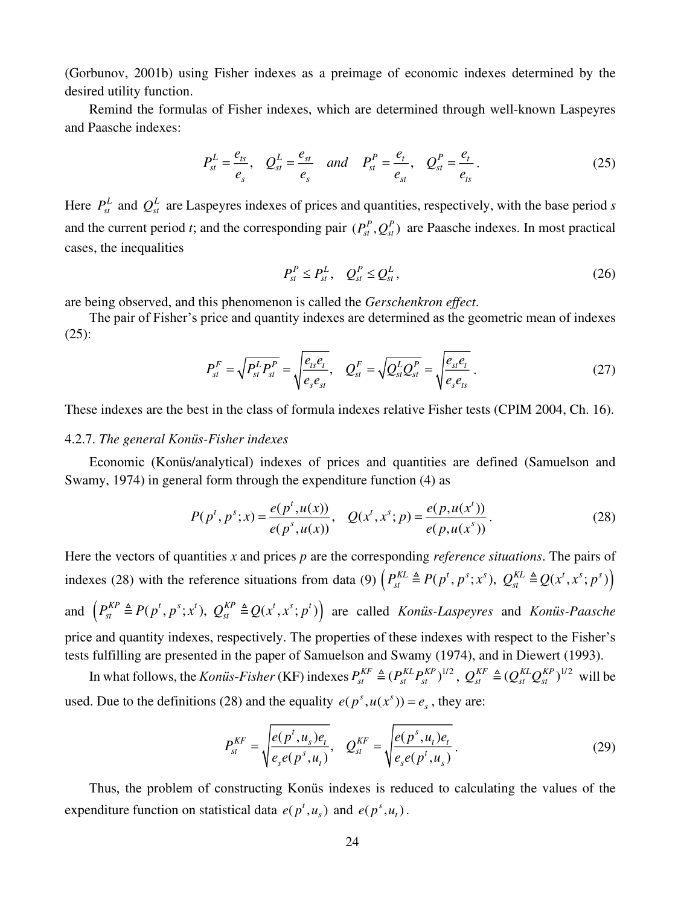(Gorbunov, 2001b) using Fisher indexes as a preimage of economic indexes determined by the desired utility function.

Remind the formulas of Fisher indexes, which are determined through well-known Laspeyres and Paasche indexes:

$$P_{st}^L = \frac{e_{ts}}{e_s}, \quad Q_{st}^L = \frac{e_{st}}{e_s} \quad and \quad P_{st}^P = \frac{e_t}{e_{st}}, \quad Q_{st}^P = \frac{e_t}{e_{ts}}. \tag{25}$$

Here $P_{st}^L$ and $Q_{st}^L$ are Laspeyres indexes of prices and quantities, respectively, with the base period *s* and the current period *t*; and the corresponding pair $(P_{st}^P, Q_{st}^P)$ are Paasche indexes. In most practical cases, the inequalities

$$P_{st}^P \le P_{st}^L, \quad Q_{st}^P \le Q_{st}^L, \tag{26}$$

are being observed, and this phenomenon is called the *Gerschenkron effect*.

The pair of Fisher's price and quantity indexes are determined as the geometric mean of indexes (25):

$$P_{st}^F = \sqrt{P_{st}^L P_{st}^P} = \sqrt{\frac{e_{ts} e_t}{e_s e_{st}}}, \quad Q_{st}^F = \sqrt{Q_{st}^L Q_{st}^P} = \sqrt{\frac{e_{st} e_t}{e_s e_{ts}}}. \tag{27}$$

These indexes are the best in the class of formula indexes relative Fisher tests (CPIM 2004, Ch. 16).

4.2.7. *The general Konüs-Fisher indexes*

Economic (Konüs/analytical) indexes of prices and quantities are defined (Samuelson and Swamy, 1974) in general form through the expenditure function (4) as

$$P(p^t, p^s; x) = \frac{e(p^t, u(x))}{e(p^s, u(x))}, \quad Q(x^t, x^s; p) = \frac{e(p, u(x^t))}{e(p, u(x^s))}. \tag{28}$$

Here the vectors of quantities *x* and prices *p* are the corresponding *reference situations*. The pairs of indexes (28) with the reference situations from data (9) $\left(P_{st}^{KL} \triangleq P(p^t, p^s; x^s),\ Q_{st}^{KL} \triangleq Q(x^t, x^s; p^s)\right)$ and $\left(P_{st}^{KP} \triangleq P(p^t, p^s; x^t),\ Q_{st}^{KP} \triangleq Q(x^t, x^s; p^t)\right)$ are called *Konüs-Laspeyres* and *Konüs-Paasche* price and quantity indexes, respectively. The properties of these indexes with respect to the Fisher's tests fulfilling are presented in the paper of Samuelson and Swamy (1974), and in Diewert (1993).

In what follows, the *Konüs-Fisher* (KF) indexes $P_{st}^{KF} \triangleq (P_{st}^{KL} P_{st}^{KP})^{1/2}$, $Q_{st}^{KF} \triangleq (Q_{st}^{KL} Q_{st}^{KP})^{1/2}$ will be used. Due to the definitions (28) and the equality $e(p^s, u(x^s)) = e_s$, they are:

$$P_{st}^{KF} = \sqrt{\frac{e(p^t, u_s) e_t}{e_s e(p^s, u_t)}}, \quad Q_{st}^{KF} = \sqrt{\frac{e(p^s, u_t) e_t}{e_s e(p^t, u_s)}}. \tag{29}$$

Thus, the problem of constructing Konüs indexes is reduced to calculating the values of the expenditure function on statistical data $e(p^t, u_s)$ and $e(p^s, u_t)$.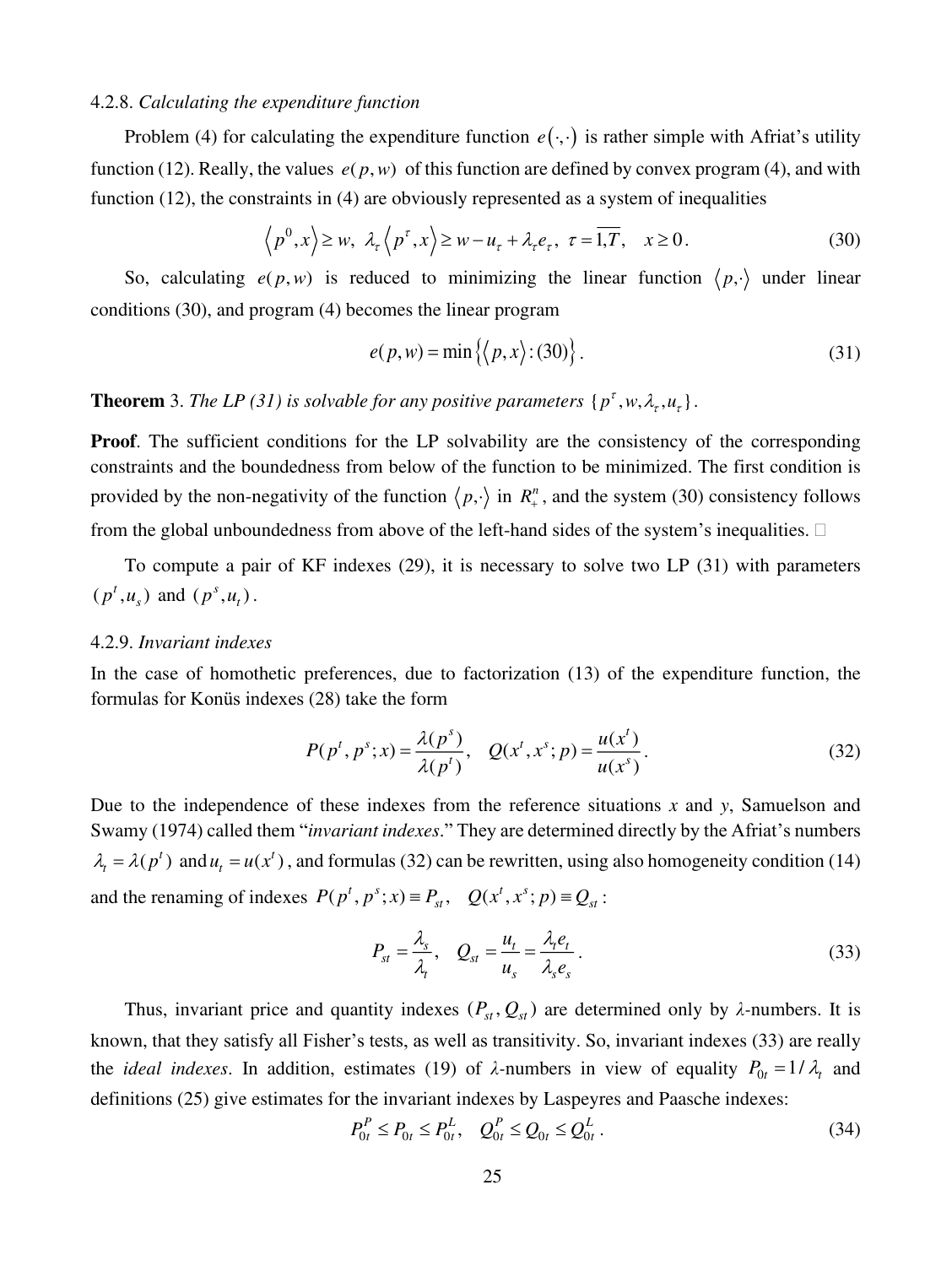4.2.8. *Calculating the expenditure function*

Problem (4) for calculating the expenditure function $e(\cdot,\cdot)$ is rather simple with Afriat's utility function (12). Really, the values $e(p,w)$ of this function are defined by convex program (4), and with function (12), the constraints in (4) are obviously represented as a system of inequalities

$$\langle p^0, x\rangle \geq w,\ \lambda_\tau \langle p^\tau, x\rangle \geq w - u_\tau + \lambda_\tau e_\tau,\ \tau = \overline{1,T},\quad x \geq 0. \tag{30}$$

So, calculating $e(p,w)$ is reduced to minimizing the linear function $\langle p,\cdot\rangle$ under linear conditions (30), and program (4) becomes the linear program

$$e(p,w) = \min\left\{\langle p, x\rangle : (30)\right\}. \tag{31}$$

**Theorem** 3. *The LP (31) is solvable for any positive parameters* $\{p^\tau, w, \lambda_\tau, u_\tau\}$.

**Proof**. The sufficient conditions for the LP solvability are the consistency of the corresponding constraints and the boundedness from below of the function to be minimized. The first condition is provided by the non-negativity of the function $\langle p,\cdot\rangle$ in $R^n_+$, and the system (30) consistency follows from the global unboundedness from above of the left-hand sides of the system's inequalities. □

To compute a pair of KF indexes (29), it is necessary to solve two LP (31) with parameters $(p^t, u_s)$ and $(p^s, u_t)$.

4.2.9. *Invariant indexes*

In the case of homothetic preferences, due to factorization (13) of the expenditure function, the formulas for Konüs indexes (28) take the form

$$P(p^t, p^s; x) = \frac{\lambda(p^s)}{\lambda(p^t)},\quad Q(x^t, x^s; p) = \frac{u(x^t)}{u(x^s)}. \tag{32}$$

Due to the independence of these indexes from the reference situations *x* and *y*, Samuelson and Swamy (1974) called them "*invariant indexes*." They are determined directly by the Afriat's numbers $\lambda_t = \lambda(p^t)$ and $u_t = u(x^t)$, and formulas (32) can be rewritten, using also homogeneity condition (14) and the renaming of indexes $P(p^t, p^s; x) \equiv P_{st},\quad Q(x^t, x^s; p) \equiv Q_{st}$:

$$P_{st} = \frac{\lambda_s}{\lambda_t},\quad Q_{st} = \frac{u_t}{u_s} = \frac{\lambda_t e_t}{\lambda_s e_s}. \tag{33}$$

Thus, invariant price and quantity indexes $(P_{st}, Q_{st})$ are determined only by *λ*-numbers. It is known, that they satisfy all Fisher's tests, as well as transitivity. So, invariant indexes (33) are really the *ideal indexes*. In addition, estimates (19) of *λ*-numbers in view of equality $P_{0t} = 1/\lambda_t$ and definitions (25) give estimates for the invariant indexes by Laspeyres and Paasche indexes:

$$P^P_{0t} \leq P_{0t} \leq P^L_{0t},\quad Q^P_{0t} \leq Q_{0t} \leq Q^L_{0t}. \tag{34}$$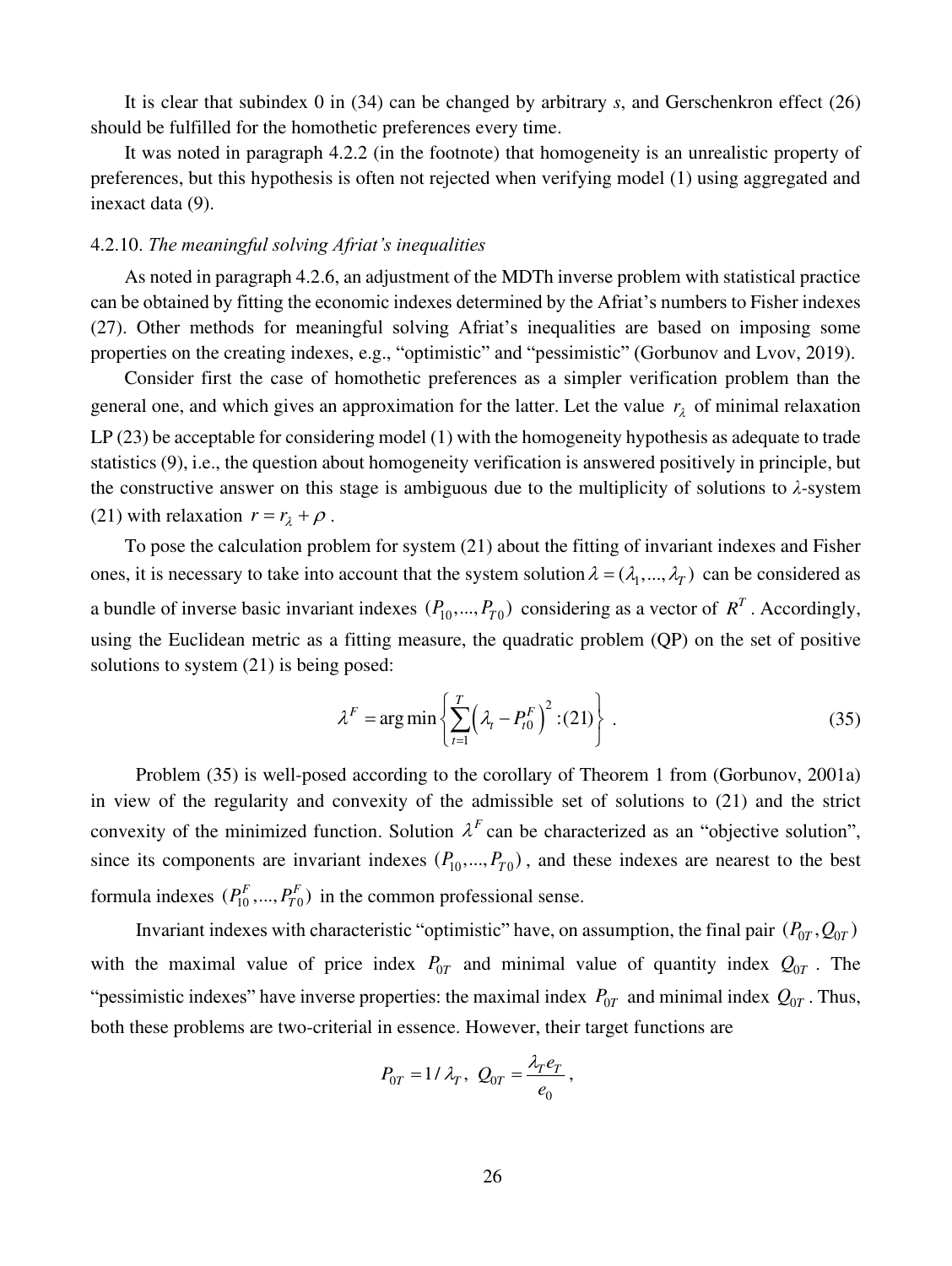It is clear that subindex 0 in (34) can be changed by arbitrary *s*, and Gerschenkron effect (26) should be fulfilled for the homothetic preferences every time.

It was noted in paragraph 4.2.2 (in the footnote) that homogeneity is an unrealistic property of preferences, but this hypothesis is often not rejected when verifying model (1) using aggregated and inexact data (9).

4.2.10. *The meaningful solving Afriat's inequalities*

As noted in paragraph 4.2.6, an adjustment of the MDTh inverse problem with statistical practice can be obtained by fitting the economic indexes determined by the Afriat's numbers to Fisher indexes (27). Other methods for meaningful solving Afriat's inequalities are based on imposing some properties on the creating indexes, e.g., "optimistic" and "pessimistic" (Gorbunov and Lvov, 2019).

Consider first the case of homothetic preferences as a simpler verification problem than the general one, and which gives an approximation for the latter. Let the value $r_\lambda$ of minimal relaxation LP (23) be acceptable for considering model (1) with the homogeneity hypothesis as adequate to trade statistics (9), i.e., the question about homogeneity verification is answered positively in principle, but the constructive answer on this stage is ambiguous due to the multiplicity of solutions to *λ*-system (21) with relaxation $r = r_\lambda + \rho$ .

To pose the calculation problem for system (21) about the fitting of invariant indexes and Fisher ones, it is necessary to take into account that the system solution $\lambda = (\lambda_1, ..., \lambda_T)$ can be considered as a bundle of inverse basic invariant indexes $(P_{10}, ..., P_{T0})$ considering as a vector of $R^T$. Accordingly, using the Euclidean metric as a fitting measure, the quadratic problem (QP) on the set of positive solutions to system (21) is being posed:

$$\lambda^F = \arg\min \left\{ \sum_{t=1}^{T} \left( \lambda_t - P_{t0}^F \right)^2 : (21) \right\} \ . \tag{35}$$

Problem (35) is well-posed according to the corollary of Theorem 1 from (Gorbunov, 2001a) in view of the regularity and convexity of the admissible set of solutions to (21) and the strict convexity of the minimized function. Solution $\lambda^F$ can be characterized as an "objective solution", since its components are invariant indexes $(P_{10}, ..., P_{T0})$, and these indexes are nearest to the best formula indexes $(P_{10}^F, ..., P_{T0}^F)$ in the common professional sense.

Invariant indexes with characteristic "optimistic" have, on assumption, the final pair $(P_{0T}, Q_{0T})$ with the maximal value of price index $P_{0T}$ and minimal value of quantity index $Q_{0T}$. The "pessimistic indexes" have inverse properties: the maximal index $P_{0T}$ and minimal index $Q_{0T}$. Thus, both these problems are two-criterial in essence. However, their target functions are

$$P_{0T} = 1/\lambda_T, \ Q_{0T} = \frac{\lambda_T e_T}{e_0},$$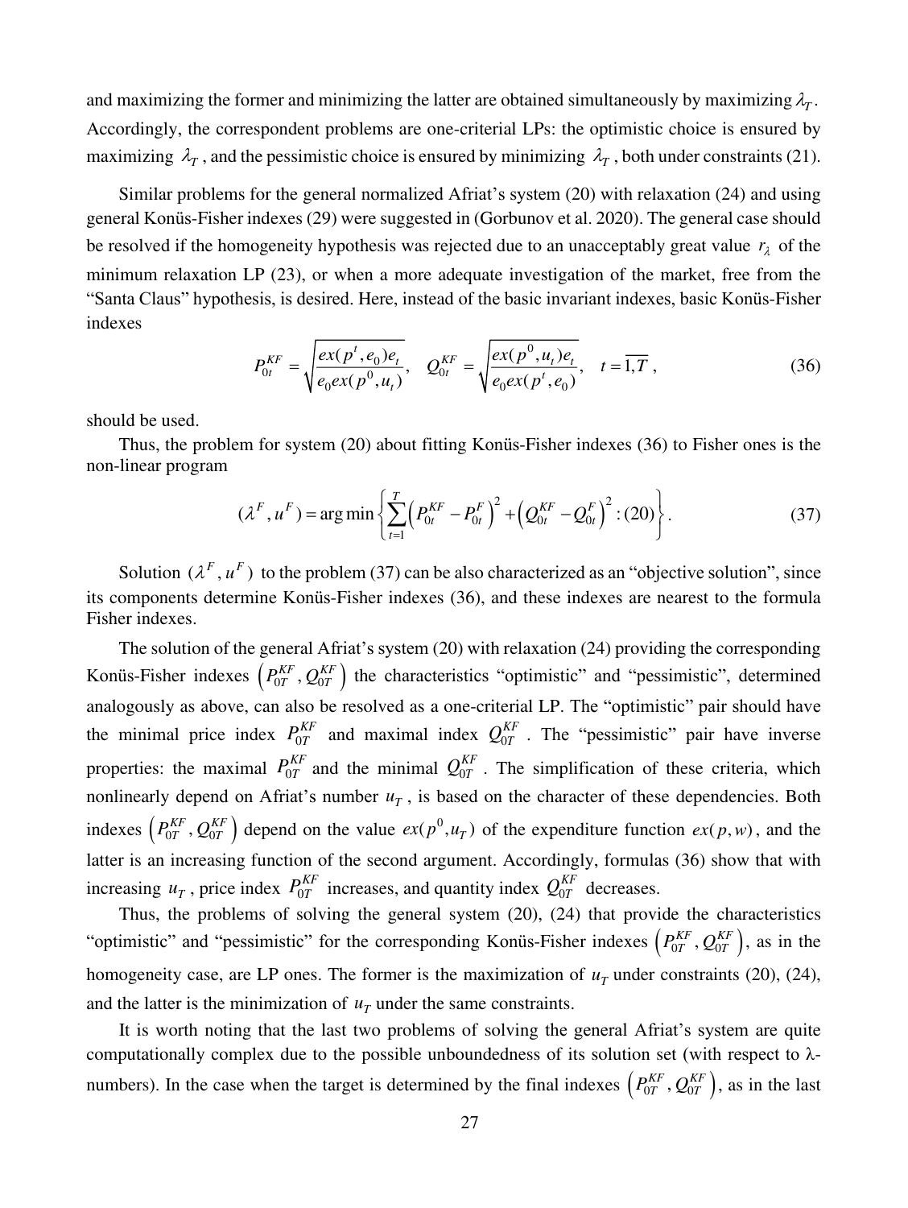and maximizing the former and minimizing the latter are obtained simultaneously by maximizing $\lambda_T$. Accordingly, the correspondent problems are one-criterial LPs: the optimistic choice is ensured by maximizing $\lambda_T$, and the pessimistic choice is ensured by minimizing $\lambda_T$, both under constraints (21).

Similar problems for the general normalized Afriat's system (20) with relaxation (24) and using general Konüs-Fisher indexes (29) were suggested in (Gorbunov et al. 2020). The general case should be resolved if the homogeneity hypothesis was rejected due to an unacceptably great value $r_\lambda$ of the minimum relaxation LP (23), or when a more adequate investigation of the market, free from the "Santa Claus" hypothesis, is desired. Here, instead of the basic invariant indexes, basic Konüs-Fisher indexes

$$P_{0t}^{KF} = \sqrt{\frac{ex(p^t, e_0)e_t}{e_0 ex(p^0, u_t)}}, \quad Q_{0t}^{KF} = \sqrt{\frac{ex(p^0, u_t)e_t}{e_0 ex(p^t, e_0)}}, \quad t = \overline{1,T}\ , \tag{36}$$

should be used.

Thus, the problem for system (20) about fitting Konüs-Fisher indexes (36) to Fisher ones is the non-linear program

$$(\lambda^F, u^F) = \arg\min\left\{\sum_{t=1}^{T}\left(P_{0t}^{KF} - P_{0t}^{F}\right)^2 + \left(Q_{0t}^{KF} - Q_{0t}^{F}\right)^2 : (20)\right\}. \tag{37}$$

Solution $(\lambda^F, u^F)$ to the problem (37) can be also characterized as an "objective solution", since its components determine Konüs-Fisher indexes (36), and these indexes are nearest to the formula Fisher indexes.

The solution of the general Afriat's system (20) with relaxation (24) providing the corresponding Konüs-Fisher indexes $\left(P_{0T}^{KF}, Q_{0T}^{KF}\right)$ the characteristics "optimistic" and "pessimistic", determined analogously as above, can also be resolved as a one-criterial LP. The "optimistic" pair should have the minimal price index $P_{0T}^{KF}$ and maximal index $Q_{0T}^{KF}$. The "pessimistic" pair have inverse properties: the maximal $P_{0T}^{KF}$ and the minimal $Q_{0T}^{KF}$. The simplification of these criteria, which nonlinearly depend on Afriat's number $u_T$, is based on the character of these dependencies. Both indexes $\left(P_{0T}^{KF}, Q_{0T}^{KF}\right)$ depend on the value $ex(p^0, u_T)$ of the expenditure function $ex(p, w)$, and the latter is an increasing function of the second argument. Accordingly, formulas (36) show that with increasing $u_T$, price index $P_{0T}^{KF}$ increases, and quantity index $Q_{0T}^{KF}$ decreases.

Thus, the problems of solving the general system (20), (24) that provide the characteristics "optimistic" and "pessimistic" for the corresponding Konüs-Fisher indexes $\left(P_{0T}^{KF}, Q_{0T}^{KF}\right)$, as in the homogeneity case, are LP ones. The former is the maximization of $u_T$ under constraints (20), (24), and the latter is the minimization of $u_T$ under the same constraints.

It is worth noting that the last two problems of solving the general Afriat's system are quite computationally complex due to the possible unboundedness of its solution set (with respect to λ-numbers). In the case when the target is determined by the final indexes $\left(P_{0T}^{KF}, Q_{0T}^{KF}\right)$, as in the last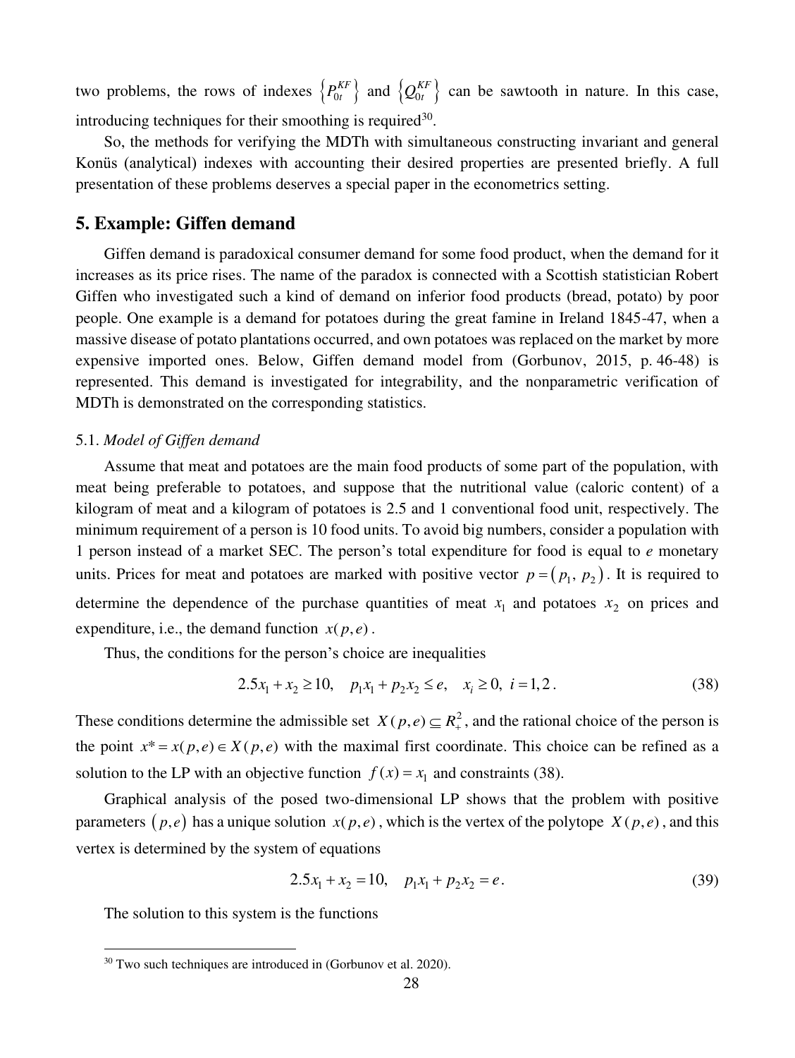two problems, the rows of indexes $\left\{P_{0t}^{KF}\right\}$ and $\left\{Q_{0t}^{KF}\right\}$ can be sawtooth in nature. In this case, introducing techniques for their smoothing is required[30].

So, the methods for verifying the MDTh with simultaneous constructing invariant and general Konüs (analytical) indexes with accounting their desired properties are presented briefly. A full presentation of these problems deserves a special paper in the econometrics setting.

## 5. Example: Giffen demand

Giffen demand is paradoxical consumer demand for some food product, when the demand for it increases as its price rises. The name of the paradox is connected with a Scottish statistician Robert Giffen who investigated such a kind of demand on inferior food products (bread, potato) by poor people. One example is a demand for potatoes during the great famine in Ireland 1845-47, when a massive disease of potato plantations occurred, and own potatoes was replaced on the market by more expensive imported ones. Below, Giffen demand model from (Gorbunov, 2015, p. 46-48) is represented. This demand is investigated for integrability, and the nonparametric verification of MDTh is demonstrated on the corresponding statistics.

### 5.1. *Model of Giffen demand*

Assume that meat and potatoes are the main food products of some part of the population, with meat being preferable to potatoes, and suppose that the nutritional value (caloric content) of a kilogram of meat and a kilogram of potatoes is 2.5 and 1 conventional food unit, respectively. The minimum requirement of a person is 10 food units. To avoid big numbers, consider a population with 1 person instead of a market SEC. The person's total expenditure for food is equal to $e$ monetary units. Prices for meat and potatoes are marked with positive vector $p = (p_1,\ p_2)$. It is required to determine the dependence of the purchase quantities of meat $x_1$ and potatoes $x_2$ on prices and expenditure, i.e., the demand function $x(p,e)$.

Thus, the conditions for the person's choice are inequalities

$$2.5x_1 + x_2 \geq 10, \quad p_1 x_1 + p_2 x_2 \leq e, \quad x_i \geq 0,\ i = 1,2. \tag{38}$$

These conditions determine the admissible set $X(p,e) \subseteq R_+^2$, and the rational choice of the person is the point $x^* = x(p,e) \in X(p,e)$ with the maximal first coordinate. This choice can be refined as a solution to the LP with an objective function $f(x) = x_1$ and constraints (38).

Graphical analysis of the posed two-dimensional LP shows that the problem with positive parameters $(p,e)$ has a unique solution $x(p,e)$, which is the vertex of the polytope $X(p,e)$, and this vertex is determined by the system of equations

$$2.5x_1 + x_2 = 10, \quad p_1 x_1 + p_2 x_2 = e. \tag{39}$$

The solution to this system is the functions

[30] Two such techniques are introduced in (Gorbunov et al. 2020).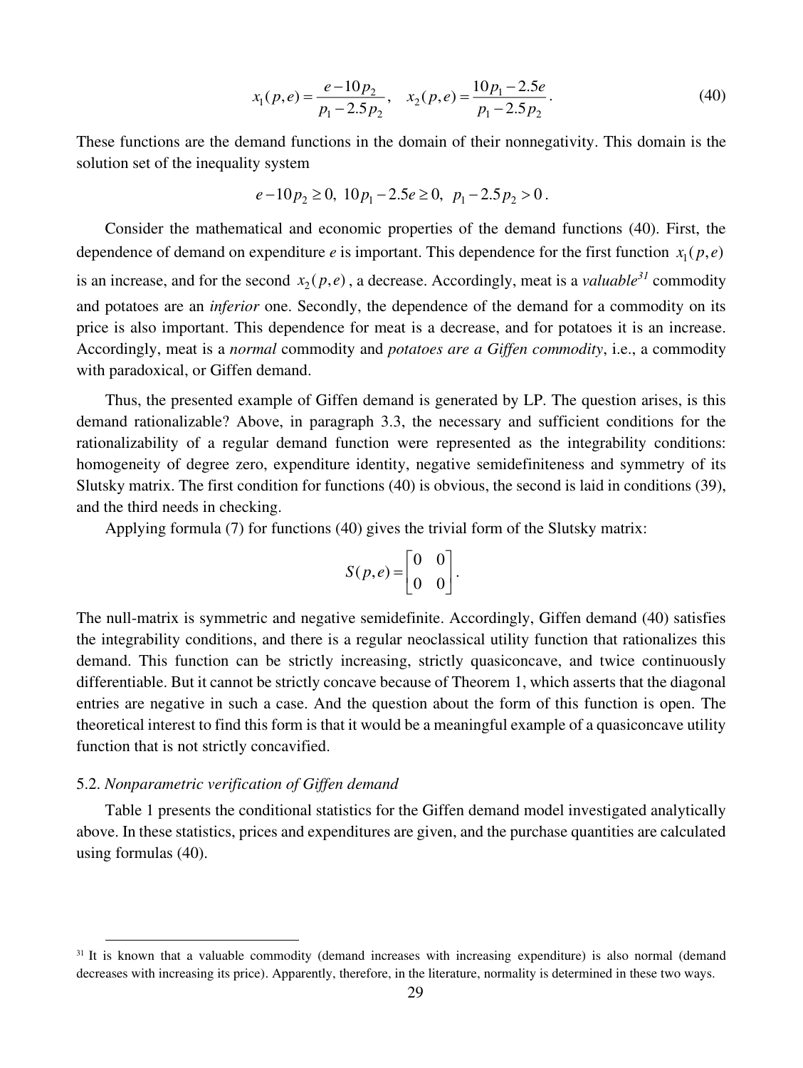$$x_1(p,e) = \frac{e - 10p_2}{p_1 - 2.5p_2}, \quad x_2(p,e) = \frac{10p_1 - 2.5e}{p_1 - 2.5p_2}. \tag{40}$$

These functions are the demand functions in the domain of their nonnegativity. This domain is the solution set of the inequality system

$$e - 10p_2 \geq 0, \; 10p_1 - 2.5e \geq 0, \; p_1 - 2.5p_2 > 0.$$

Consider the mathematical and economic properties of the demand functions (40). First, the dependence of demand on expenditure $e$ is important. This dependence for the first function $x_1(p,e)$ is an increase, and for the second $x_2(p,e)$, a decrease. Accordingly, meat is a *valuable*[31] commodity and potatoes are an *inferior* one. Secondly, the dependence of the demand for a commodity on its price is also important. This dependence for meat is a decrease, and for potatoes it is an increase. Accordingly, meat is a *normal* commodity and *potatoes are a Giffen commodity*, i.e., a commodity with paradoxical, or Giffen demand.

Thus, the presented example of Giffen demand is generated by LP. The question arises, is this demand rationalizable? Above, in paragraph 3.3, the necessary and sufficient conditions for the rationalizability of a regular demand function were represented as the integrability conditions: homogeneity of degree zero, expenditure identity, negative semidefiniteness and symmetry of its Slutsky matrix. The first condition for functions (40) is obvious, the second is laid in conditions (39), and the third needs in checking.

Applying formula (7) for functions (40) gives the trivial form of the Slutsky matrix:

$$S(p,e) = \begin{bmatrix} 0 & 0 \\ 0 & 0 \end{bmatrix}.$$

The null-matrix is symmetric and negative semidefinite. Accordingly, Giffen demand (40) satisfies the integrability conditions, and there is a regular neoclassical utility function that rationalizes this demand. This function can be strictly increasing, strictly quasiconcave, and twice continuously differentiable. But it cannot be strictly concave because of Theorem 1, which asserts that the diagonal entries are negative in such a case. And the question about the form of this function is open. The theoretical interest to find this form is that it would be a meaningful example of a quasiconcave utility function that is not strictly concavified.

### 5.2. *Nonparametric verification of Giffen demand*

Table 1 presents the conditional statistics for the Giffen demand model investigated analytically above. In these statistics, prices and expenditures are given, and the purchase quantities are calculated using formulas (40).

---

[31] It is known that a valuable commodity (demand increases with increasing expenditure) is also normal (demand decreases with increasing its price). Apparently, therefore, in the literature, normality is determined in these two ways.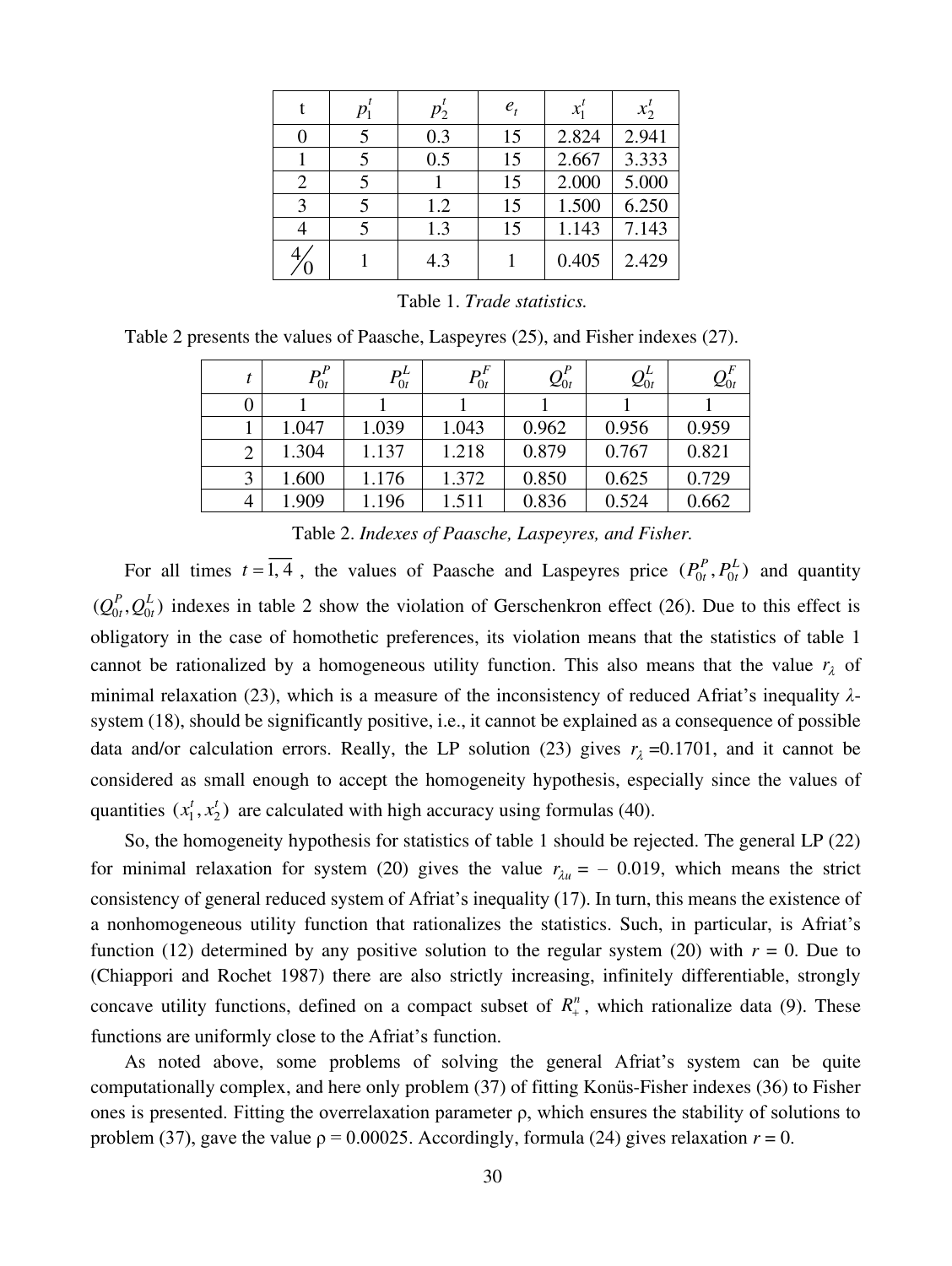| t | $p_1^t$ | $p_2^t$ | $e_t$ | $x_1^t$ | $x_2^t$ |
|---|---|---|---|---|---|
| 0 | 5 | 0.3 | 15 | 2.824 | 2.941 |
| 1 | 5 | 0.5 | 15 | 2.667 | 3.333 |
| 2 | 5 | 1 | 15 | 2.000 | 5.000 |
| 3 | 5 | 1.2 | 15 | 1.500 | 6.250 |
| 4 | 5 | 1.3 | 15 | 1.143 | 7.143 |
| $4/0$ | 1 | 4.3 | 1 | 0.405 | 2.429 |

Table 1. *Trade statistics.*

Table 2 presents the values of Paasche, Laspeyres (25), and Fisher indexes (27).

| $t$ | $P_{0t}^P$ | $P_{0t}^L$ | $P_{0t}^F$ | $Q_{0t}^P$ | $Q_{0t}^L$ | $Q_{0t}^F$ |
|---|---|---|---|---|---|---|
| 0 | 1 | 1 | 1 | 1 | 1 | 1 |
| 1 | 1.047 | 1.039 | 1.043 | 0.962 | 0.956 | 0.959 |
| 2 | 1.304 | 1.137 | 1.218 | 0.879 | 0.767 | 0.821 |
| 3 | 1.600 | 1.176 | 1.372 | 0.850 | 0.625 | 0.729 |
| 4 | 1.909 | 1.196 | 1.511 | 0.836 | 0.524 | 0.662 |

Table 2. *Indexes of Paasche, Laspeyres, and Fisher.*

For all times $t=\overline{1,4}$, the values of Paasche and Laspeyres price $(P_{0t}^P, P_{0t}^L)$ and quantity $(Q_{0t}^P, Q_{0t}^L)$ indexes in table 2 show the violation of Gerschenkron effect (26). Due to this effect is obligatory in the case of homothetic preferences, its violation means that the statistics of table 1 cannot be rationalized by a homogeneous utility function. This also means that the value $r_\lambda$ of minimal relaxation (23), which is a measure of the inconsistency of reduced Afriat's inequality $\lambda$-system (18), should be significantly positive, i.e., it cannot be explained as a consequence of possible data and/or calculation errors. Really, the LP solution (23) gives $r_\lambda$ =0.1701, and it cannot be considered as small enough to accept the homogeneity hypothesis, especially since the values of quantities $(x_1^t, x_2^t)$ are calculated with high accuracy using formulas (40).

So, the homogeneity hypothesis for statistics of table 1 should be rejected. The general LP (22) for minimal relaxation for system (20) gives the value $r_{\lambda u}$ = – 0.019, which means the strict consistency of general reduced system of Afriat's inequality (17). In turn, this means the existence of a nonhomogeneous utility function that rationalizes the statistics. Such, in particular, is Afriat's function (12) determined by any positive solution to the regular system (20) with $r$ = 0. Due to (Chiappori and Rochet 1987) there are also strictly increasing, infinitely differentiable, strongly concave utility functions, defined on a compact subset of $R_+^n$, which rationalize data (9). These functions are uniformly close to the Afriat's function.

As noted above, some problems of solving the general Afriat's system can be quite computationally complex, and here only problem (37) of fitting Konüs-Fisher indexes (36) to Fisher ones is presented. Fitting the overrelaxation parameter ρ, which ensures the stability of solutions to problem (37), gave the value ρ = 0.00025. Accordingly, formula (24) gives relaxation $r$ = 0.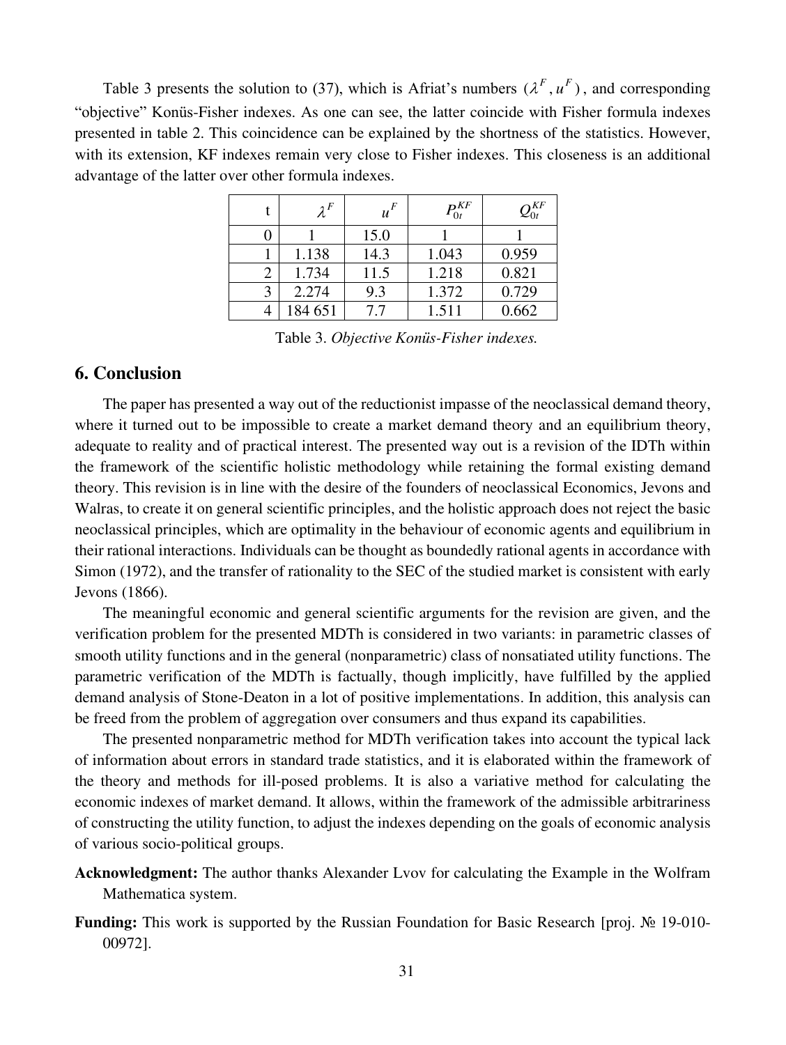Table 3 presents the solution to (37), which is Afriat's numbers $(\lambda^F, u^F)$, and corresponding "objective" Konüs-Fisher indexes. As one can see, the latter coincide with Fisher formula indexes presented in table 2. This coincidence can be explained by the shortness of the statistics. However, with its extension, KF indexes remain very close to Fisher indexes. This closeness is an additional advantage of the latter over other formula indexes.

| t | $\lambda^F$ | $u^F$ | $P_{0t}^{KF}$ | $Q_{0t}^{KF}$ |
|---|---|---|---|---|
| 0 | 1 | 15.0 | 1 | 1 |
| 1 | 1.138 | 14.3 | 1.043 | 0.959 |
| 2 | 1.734 | 11.5 | 1.218 | 0.821 |
| 3 | 2.274 | 9.3 | 1.372 | 0.729 |
| 4 | 184 651 | 7.7 | 1.511 | 0.662 |

Table 3. *Objective Konüs-Fisher indexes.*

## 6. Conclusion

The paper has presented a way out of the reductionist impasse of the neoclassical demand theory, where it turned out to be impossible to create a market demand theory and an equilibrium theory, adequate to reality and of practical interest. The presented way out is a revision of the IDTh within the framework of the scientific holistic methodology while retaining the formal existing demand theory. This revision is in line with the desire of the founders of neoclassical Economics, Jevons and Walras, to create it on general scientific principles, and the holistic approach does not reject the basic neoclassical principles, which are optimality in the behaviour of economic agents and equilibrium in their rational interactions. Individuals can be thought as boundedly rational agents in accordance with Simon (1972), and the transfer of rationality to the SEC of the studied market is consistent with early Jevons (1866).

The meaningful economic and general scientific arguments for the revision are given, and the verification problem for the presented MDTh is considered in two variants: in parametric classes of smooth utility functions and in the general (nonparametric) class of nonsatiated utility functions. The parametric verification of the MDTh is factually, though implicitly, have fulfilled by the applied demand analysis of Stone-Deaton in a lot of positive implementations. In addition, this analysis can be freed from the problem of aggregation over consumers and thus expand its capabilities.

The presented nonparametric method for MDTh verification takes into account the typical lack of information about errors in standard trade statistics, and it is elaborated within the framework of the theory and methods for ill-posed problems. It is also a variative method for calculating the economic indexes of market demand. It allows, within the framework of the admissible arbitrariness of constructing the utility function, to adjust the indexes depending on the goals of economic analysis of various socio-political groups.

**Acknowledgment:** The author thanks Alexander Lvov for calculating the Example in the Wolfram Mathematica system.

**Funding:** This work is supported by the Russian Foundation for Basic Research [proj. № 19-010-00972].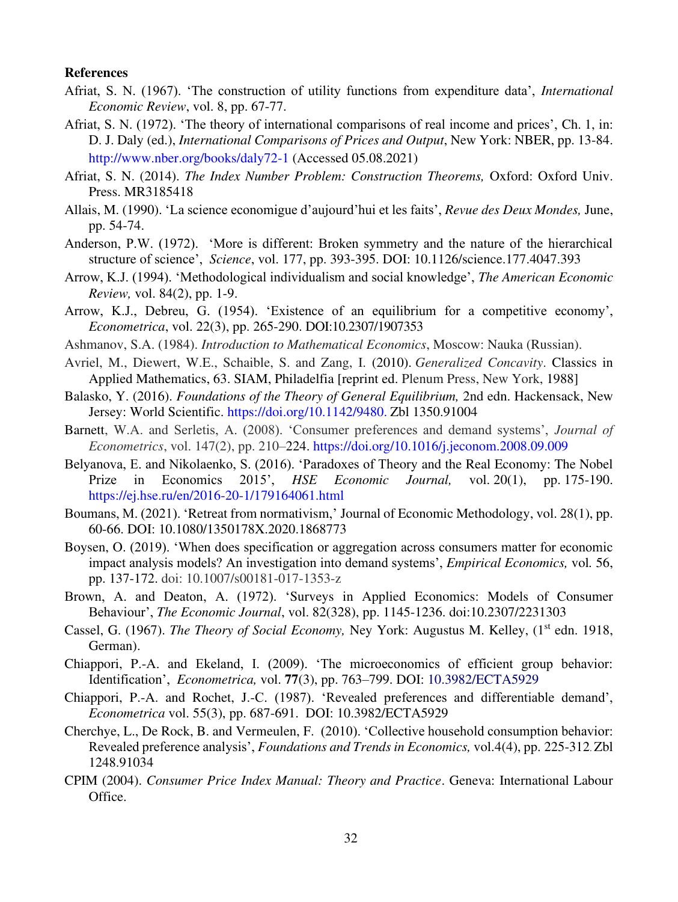**References**

Afriat, S. N. (1967). 'The construction of utility functions from expenditure data', *International Economic Review*, vol. 8, pp. 67-77.

Afriat, S. N. (1972). 'The theory of international comparisons of real income and prices', Ch. 1, in: D. J. Daly (ed.), *International Comparisons of Prices and Output*, New York: NBER, pp. 13-84. http://www.nber.org/books/daly72-1 (Accessed 05.08.2021)

Afriat, S. N. (2014). *The Index Number Problem: Construction Theorems,* Oxford: Oxford Univ. Press. MR3185418

Allais, M. (1990). 'La science economigue d'aujourd'hui et les faits', *Revue des Deux Mondes,* June, pp. 54-74.

Anderson, P.W. (1972). 'More is different: Broken symmetry and the nature of the hierarchical structure of science', *Science*, vol. 177, pp. 393-395. DOI: 10.1126/science.177.4047.393

Arrow, K.J. (1994). 'Methodological individualism and social knowledge', *The American Economic Review,* vol. 84(2), pp. 1-9.

Arrow, K.J., Debreu, G. (1954). 'Existence of an equilibrium for a competitive economy', *Econometrica*, vol. 22(3), pp. 265-290. DOI:10.2307/1907353

Ashmanov, S.A. (1984). *Introduction to Mathematical Economics*, Moscow: Nauka (Russian).

Avriel, M., Diewert, W.E., Schaible, S. and Zang, I. (2010). *Generalized Concavity*. Classics in Applied Mathematics, 63. SIAM, Philadelfia [reprint ed. Plenum Press, New York, 1988]

Balasko, Y. (2016). *Foundations of the Theory of General Equilibrium,* 2nd edn. Hackensack, New Jersey: World Scientific. https://doi.org/10.1142/9480. Zbl 1350.91004

Barnett, W.A. and Serletis, A. (2008). 'Consumer preferences and demand systems', *Journal of Econometrics*, vol. 147(2), pp. 210–224. https://doi.org/10.1016/j.jeconom.2008.09.009

Belyanova, E. and Nikolaenko, S. (2016). 'Paradoxes of Theory and the Real Economy: The Nobel Prize in Economics 2015', *HSE Economic Journal,* vol. 20(1), pp. 175-190. https://ej.hse.ru/en/2016-20-1/179164061.html

Boumans, M. (2021). 'Retreat from normativism,' Journal of Economic Methodology, vol. 28(1), pp. 60-66. DOI: 10.1080/1350178X.2020.1868773

Boysen, O. (2019). 'When does specification or aggregation across consumers matter for economic impact analysis models? An investigation into demand systems', *Empirical Economics,* vol. 56, pp. 137-172. doi: 10.1007/s00181-017-1353-z

Brown, A. and Deaton, A. (1972). 'Surveys in Applied Economics: Models of Consumer Behaviour', *The Economic Journal*, vol. 82(328), pp. 1145-1236. doi:10.2307/2231303

Cassel, G. (1967). *The Theory of Social Economy,* Ney York: Augustus M. Kelley, (1st edn. 1918, German).

Chiappori, P.-A. and Ekeland, I. (2009). 'The microeconomics of efficient group behavior: Identification', *Econometrica,* vol. **77**(3), pp. 763–799. DOI: 10.3982/ECTA5929

Chiappori, P.-A. and Rochet, J.-C. (1987). 'Revealed preferences and differentiable demand', *Econometrica* vol. 55(3), pp. 687-691. DOI: 10.3982/ECTA5929

Cherchye, L., De Rock, B. and Vermeulen, F. (2010). 'Collective household consumption behavior: Revealed preference analysis', *Foundations and Trends in Economics,* vol.4(4), pp. 225-312. Zbl 1248.91034

CPIM (2004). *Consumer Price Index Manual: Theory and Practice*. Geneva: International Labour Office.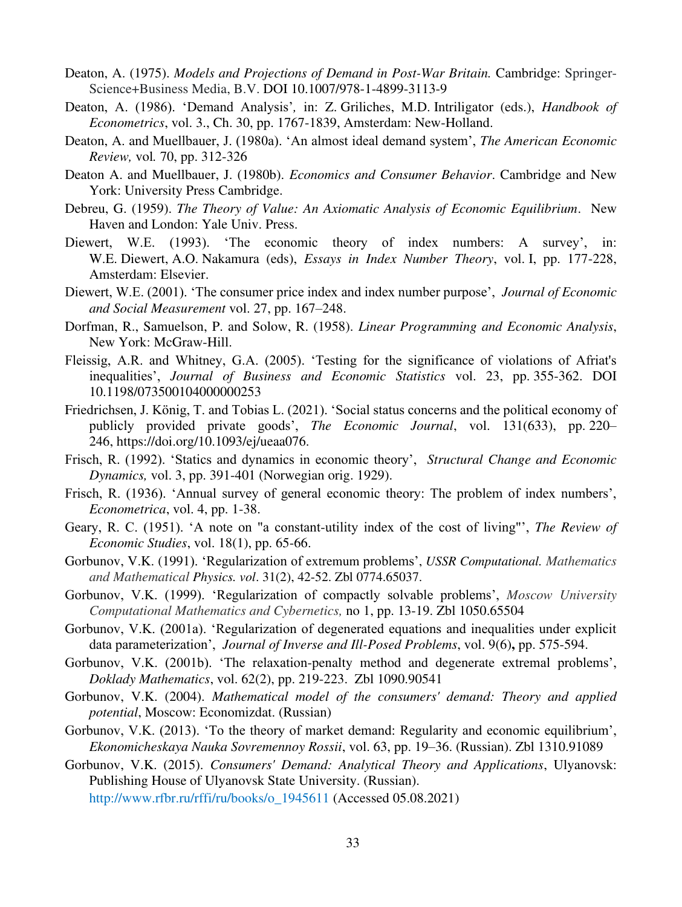Deaton, A. (1975). *Models and Projections of Demand in Post-War Britain.* Cambridge: Springer-Science+Business Media, B.V. DOI 10.1007/978-1-4899-3113-9

Deaton, A. (1986). 'Demand Analysis', in: Z. Griliches, M.D. Intriligator (eds.), *Handbook of Econometrics*, vol. 3., Ch. 30, pp. 1767-1839, Amsterdam: New-Holland.

Deaton, A. and Muellbauer, J. (1980a). 'An almost ideal demand system', *The American Economic Review,* vol. 70, pp. 312-326

Deaton A. and Muellbauer, J. (1980b). *Economics and Consumer Behavior*. Cambridge and New York: University Press Cambridge.

Debreu, G. (1959). *The Theory of Value: An Axiomatic Analysis of Economic Equilibrium*. New Haven and London: Yale Univ. Press.

Diewert, W.E. (1993). 'The economic theory of index numbers: A survey', in: W.E. Diewert, A.O. Nakamura (eds), *Essays in Index Number Theory*, vol. I, pp. 177-228, Amsterdam: Elsevier.

Diewert, W.E. (2001). 'The consumer price index and index number purpose', *Journal of Economic and Social Measurement* vol. 27, pp. 167–248.

Dorfman, R., Samuelson, P. and Solow, R. (1958). *Linear Programming and Economic Analysis*, New York: McGraw-Hill.

Fleissig, A.R. and Whitney, G.A. (2005). 'Testing for the significance of violations of Afriat's inequalities', *Journal of Business and Economic Statistics* vol. 23, pp. 355-362. DOI 10.1198/073500104000000253

Friedrichsen, J. König, T. and Tobias L. (2021). 'Social status concerns and the political economy of publicly provided private goods', *The Economic Journal*, vol. 131(633), pp. 220–246, https://doi.org/10.1093/ej/ueaa076.

Frisch, R. (1992). 'Statics and dynamics in economic theory', *Structural Change and Economic Dynamics,* vol. 3, pp. 391-401 (Norwegian orig. 1929).

Frisch, R. (1936). 'Annual survey of general economic theory: The problem of index numbers', *Econometrica*, vol. 4, pp. 1-38.

Geary, R. C. (1951). 'A note on "a constant-utility index of the cost of living"', *The Review of Economic Studies*, vol. 18(1), pp. 65-66.

Gorbunov, V.K. (1991). 'Regularization of extremum problems', *USSR Computational. Mathematics and Mathematical Physics. vol*. 31(2), 42-52. Zbl 0774.65037.

Gorbunov, V.K. (1999). 'Regularization of compactly solvable problems', *Moscow University Computational Mathematics and Cybernetics,* no 1, pp. 13-19. Zbl 1050.65504

Gorbunov, V.K. (2001a). 'Regularization of degenerated equations and inequalities under explicit data parameterization', *Journal of Inverse and Ill-Posed Problems*, vol. 9(6)**,** pp. 575-594.

Gorbunov, V.K. (2001b). 'The relaxation-penalty method and degenerate extremal problems', *Doklady Mathematics*, vol. 62(2), pp. 219-223. Zbl 1090.90541

Gorbunov, V.K. (2004). *Mathematical model of the consumers' demand: Theory and applied potential*, Moscow: Economizdat. (Russian)

Gorbunov, V.K. (2013). 'To the theory of market demand: Regularity and economic equilibrium', *Ekonomicheskaya Nauka Sovremennoy Rossii*, vol. 63, pp. 19–36. (Russian). Zbl 1310.91089

Gorbunov, V.K. (2015). *Consumers' Demand: Analytical Theory and Applications*, Ulyanovsk: Publishing House of Ulyanovsk State University. (Russian). http://www.rfbr.ru/rffi/ru/books/o_1945611 (Accessed 05.08.2021)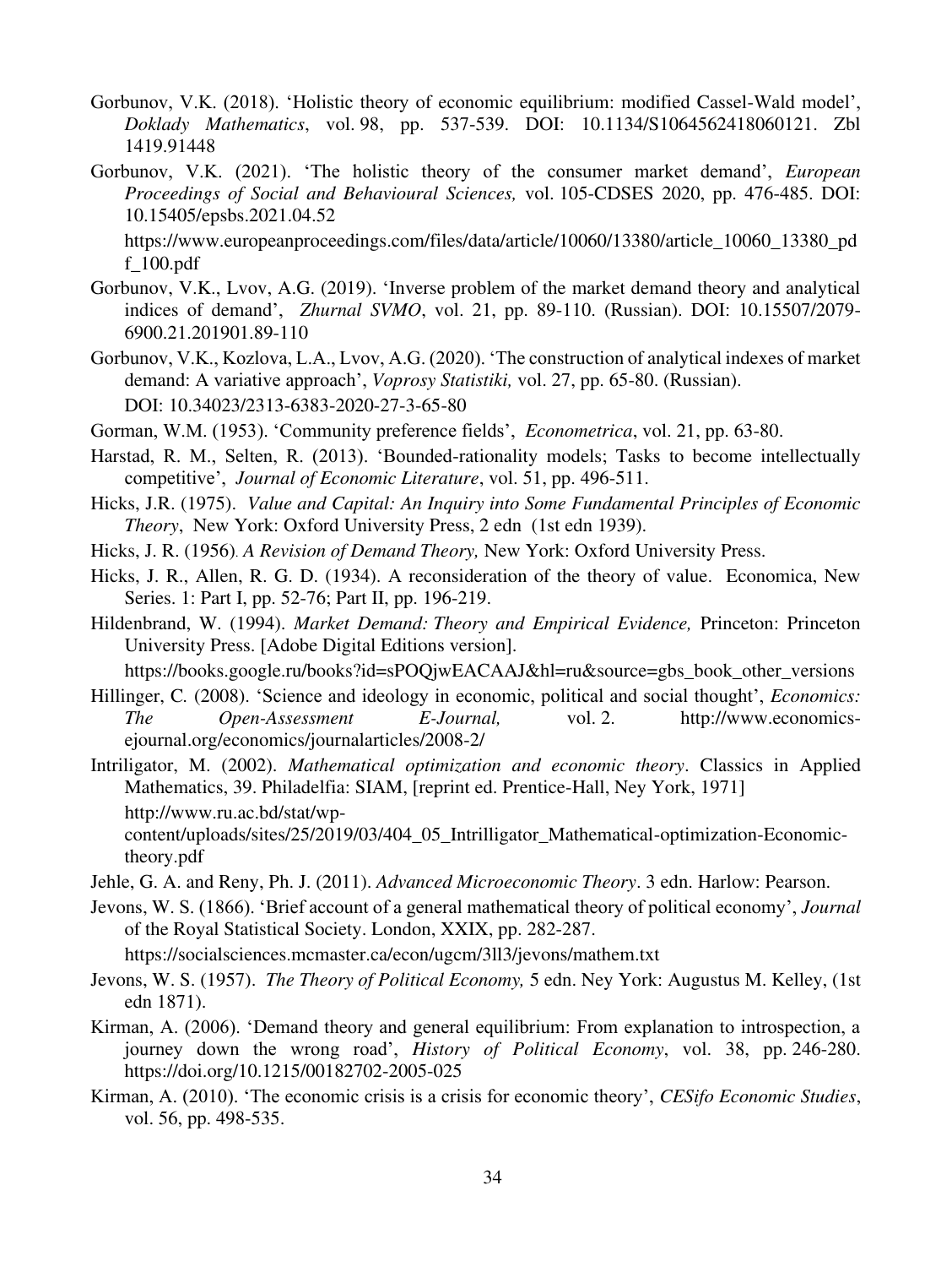Gorbunov, V.K. (2018). ‘Holistic theory of economic equilibrium: modified Cassel-Wald model’, *Doklady Mathematics*, vol. 98, pp. 537-539. DOI: 10.1134/S1064562418060121. Zbl 1419.91448

Gorbunov, V.K. (2021). ‘The holistic theory of the consumer market demand’, *European Proceedings of Social and Behavioural Sciences,* vol. 105-CDSES 2020, pp. 476-485. DOI: 10.15405/epsbs.2021.04.52

https://www.europeanproceedings.com/files/data/article/10060/13380/article_10060_13380_pdf_100.pdf

Gorbunov, V.K., Lvov, A.G. (2019). ‘Inverse problem of the market demand theory and analytical indices of demand’, *Zhurnal SVMO*, vol. 21, pp. 89-110. (Russian). DOI: 10.15507/2079-6900.21.201901.89-110

Gorbunov, V.K., Kozlova, L.A., Lvov, A.G. (2020). ‘The construction of analytical indexes of market demand: A variative approach’, *Voprosy Statistiki,* vol. 27, pp. 65-80. (Russian). DOI: 10.34023/2313-6383-2020-27-3-65-80

Gorman, W.M. (1953). ‘Community preference fields’, *Econometrica*, vol. 21, pp. 63-80.

Harstad, R. M., Selten, R. (2013). ‘Bounded-rationality models; Tasks to become intellectually competitive’, *Journal of Economic Literature*, vol. 51, pp. 496-511.

Hicks, J.R. (1975). *Value and Capital: An Inquiry into Some Fundamental Principles of Economic Theory*, New York: Oxford University Press, 2 edn (1st edn 1939).

Hicks, J. R. (1956). *A Revision of Demand Theory,* New York: Oxford University Press.

Hicks, J. R., Allen, R. G. D. (1934). A reconsideration of the theory of value. Economica, New Series. 1: Part I, pp. 52-76; Part II, pp. 196-219.

Hildenbrand, W. (1994). *Market Demand: Theory and Empirical Evidence,* Princeton: Princeton University Press. [Adobe Digital Editions version].

https://books.google.ru/books?id=sPOQjwEACAAJ&hl=ru&source=gbs_book_other_versions

Hillinger, C. (2008). ‘Science and ideology in economic, political and social thought’, *Economics: The Open-Assessment E-Journal,* vol. 2. http://www.economics-ejournal.org/economics/journalarticles/2008-2/

Intriligator, M. (2002). *Mathematical optimization and economic theory*. Classics in Applied Mathematics, 39. Philadelfia: SIAM, [reprint ed. Prentice-Hall, Ney York, 1971]

http://www.ru.ac.bd/stat/wp-content/uploads/sites/25/2019/03/404_05_Intrilligator_Mathematical-optimization-Economic-theory.pdf

Jehle, G. A. and Reny, Ph. J. (2011). *Advanced Microeconomic Theory*. 3 edn. Harlow: Pearson.

Jevons, W. S. (1866). ‘Brief account of a general mathematical theory of political economy’, *Journal* of the Royal Statistical Society. London, XXIX, pp. 282-287.

https://socialsciences.mcmaster.ca/econ/ugcm/3ll3/jevons/mathem.txt

Jevons, W. S. (1957). *The Theory of Political Economy,* 5 edn. Ney York: Augustus M. Kelley, (1st edn 1871).

Kirman, A. (2006). ‘Demand theory and general equilibrium: From explanation to introspection, a journey down the wrong road’, *History of Political Economy*, vol. 38, pp. 246-280. https://doi.org/10.1215/00182702-2005-025

Kirman, A. (2010). ‘The economic crisis is a crisis for economic theory’, *CESifo Economic Studies*, vol. 56, pp. 498-535.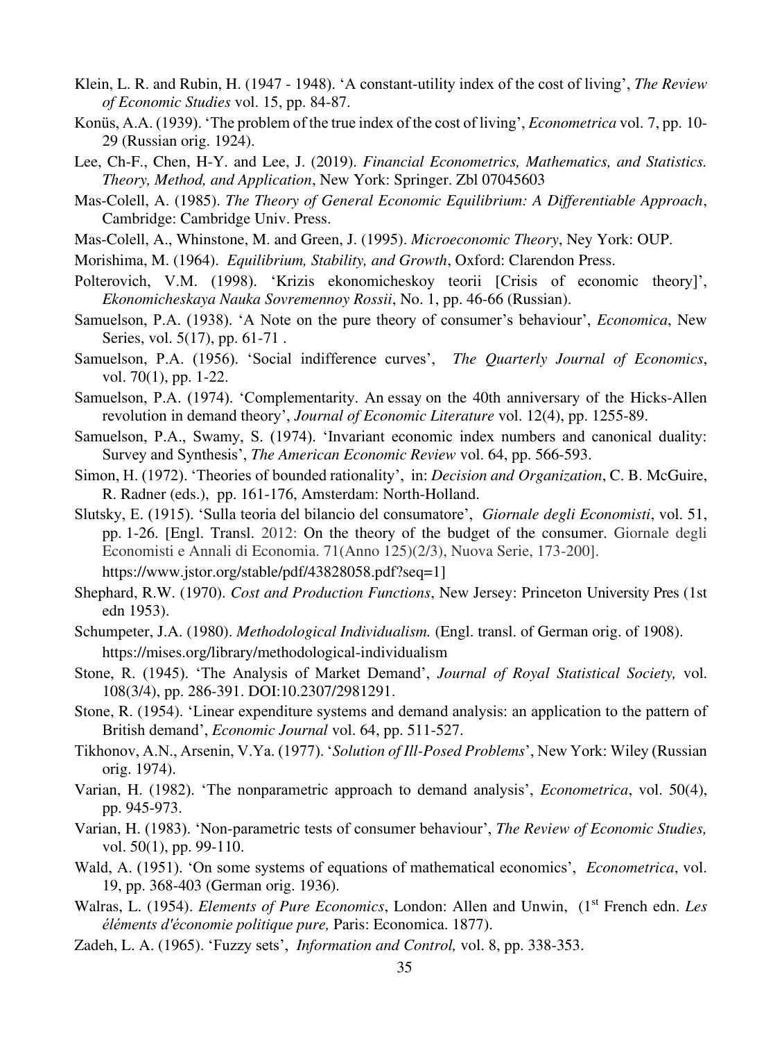Klein, L. R. and Rubin, H. (1947 - 1948). 'A constant-utility index of the cost of living', *The Review of Economic Studies* vol. 15, pp. 84-87.

Konüs, A.A. (1939). 'The problem of the true index of the cost of living', *Econometrica* vol. 7, pp. 10-29 (Russian orig. 1924).

Lee, Ch-F., Chen, H-Y. and Lee, J. (2019). *Financial Econometrics, Mathematics, and Statistics. Theory, Method, and Application*, New York: Springer. Zbl 07045603

Mas-Colell, A. (1985). *The Theory of General Economic Equilibrium: A Differentiable Approach*, Cambridge: Cambridge Univ. Press.

Mas-Colell, A., Whinstone, M. and Green, J. (1995). *Microeconomic Theory*, Ney York: OUP.

Morishima, M. (1964). *Equilibrium, Stability, and Growth*, Oxford: Clarendon Press.

Polterovich, V.M. (1998). 'Krizis ekonomicheskoy teorii [Crisis of economic theory]', *Ekonomicheskaya Nauka Sovremennoy Rossii*, No. 1, pp. 46-66 (Russian).

Samuelson, P.A. (1938). 'A Note on the pure theory of consumer's behaviour', *Economica*, New Series, vol. 5(17), pp. 61-71 .

Samuelson, P.A. (1956). 'Social indifference curves', *The Quarterly Journal of Economics*, vol. 70(1), pp. 1-22.

Samuelson, P.A. (1974). 'Complementarity. An essay on the 40th anniversary of the Hicks-Allen revolution in demand theory', *Journal of Economic Literature* vol. 12(4), pp. 1255-89.

Samuelson, P.A., Swamy, S. (1974). 'Invariant economic index numbers and canonical duality: Survey and Synthesis', *The American Economic Review* vol. 64, pp. 566-593.

Simon, H. (1972). 'Theories of bounded rationality', in: *Decision and Organization*, C. B. McGuire, R. Radner (eds.), pp. 161-176, Amsterdam: North-Holland.

Slutsky, E. (1915). 'Sulla teoria del bilancio del consumatore', *Giornale degli Economisti*, vol. 51, pp. 1-26. [Engl. Transl. 2012: On the theory of the budget of the consumer. Giornale degli Economisti e Annali di Economia. 71(Anno 125)(2/3), Nuova Serie, 173-200]. https://www.jstor.org/stable/pdf/43828058.pdf?seq=1]

Shephard, R.W. (1970). *Cost and Production Functions*, New Jersey: Princeton University Pres (1st edn 1953).

Schumpeter, J.A. (1980). *Methodological Individualism.* (Engl. transl. of German orig. of 1908). https://mises.org/library/methodological-individualism

Stone, R. (1945). 'The Analysis of Market Demand', *Journal of Royal Statistical Society,* vol. 108(3/4), pp. 286-391. DOI:10.2307/2981291.

Stone, R. (1954). 'Linear expenditure systems and demand analysis: an application to the pattern of British demand', *Economic Journal* vol. 64, pp. 511-527.

Tikhonov, A.N., Arsenin, V.Ya. (1977). '*Solution of Ill-Posed Problems*', New York: Wiley (Russian orig. 1974).

Varian, H. (1982). 'The nonparametric approach to demand analysis', *Econometrica*, vol. 50(4), pp. 945-973.

Varian, H. (1983). 'Non-parametric tests of consumer behaviour', *The Review of Economic Studies,* vol. 50(1), pp. 99-110.

Wald, A. (1951). 'On some systems of equations of mathematical economics', *Econometrica*, vol. 19, pp. 368-403 (German orig. 1936).

Walras, L. (1954). *Elements of Pure Economics*, London: Allen and Unwin, (1st French edn. *Les éléments d'économie politique pure,* Paris: Economica. 1877).

Zadeh, L. A. (1965). 'Fuzzy sets', *Information and Control,* vol. 8, pp. 338-353.